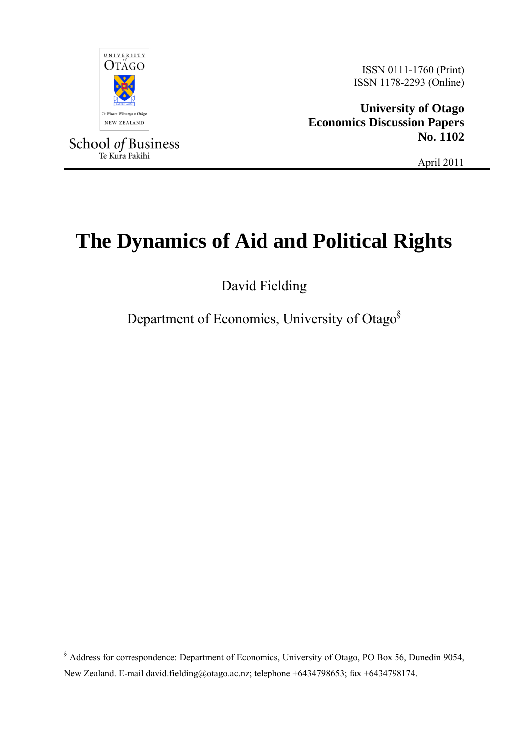ISSN 0111-1760 (Print)
ISSN 1178-2293 (Online)

**University of Otago**
**Economics Discussion Papers**
**No. 1102**

April 2011

School *of* Business
Te Kura Pakihi

# The Dynamics of Aid and Political Rights

David Fielding

Department of Economics, University of Otago[§]

---

[§] Address for correspondence: Department of Economics, University of Otago, PO Box 56, Dunedin 9054, New Zealand. E-mail david.fielding@otago.ac.nz; telephone +6434798653; fax +6434798174.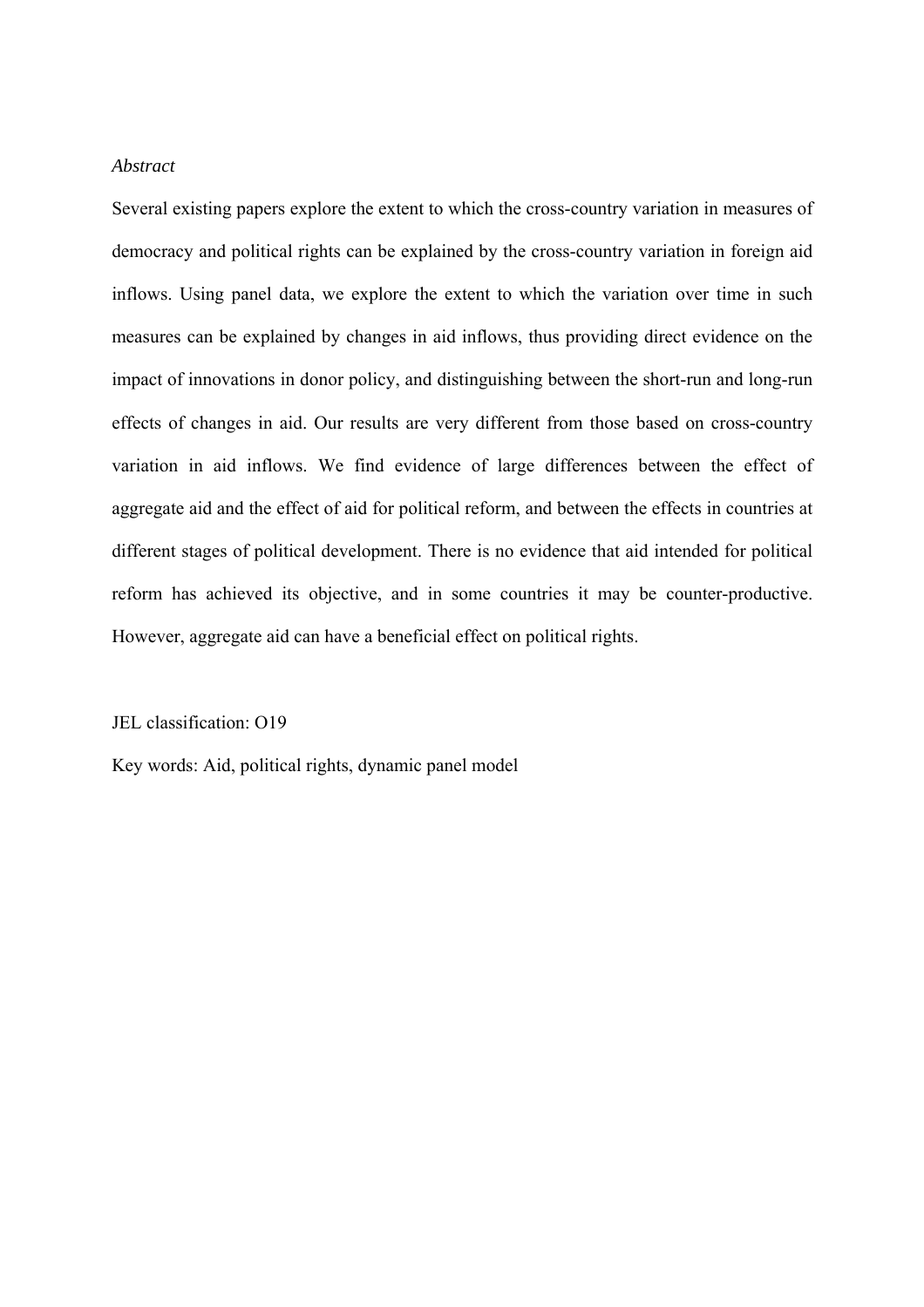*Abstract*

Several existing papers explore the extent to which the cross-country variation in measures of democracy and political rights can be explained by the cross-country variation in foreign aid inflows. Using panel data, we explore the extent to which the variation over time in such measures can be explained by changes in aid inflows, thus providing direct evidence on the impact of innovations in donor policy, and distinguishing between the short-run and long-run effects of changes in aid. Our results are very different from those based on cross-country variation in aid inflows. We find evidence of large differences between the effect of aggregate aid and the effect of aid for political reform, and between the effects in countries at different stages of political development. There is no evidence that aid intended for political reform has achieved its objective, and in some countries it may be counter-productive. However, aggregate aid can have a beneficial effect on political rights.

JEL classification: O19

Key words: Aid, political rights, dynamic panel model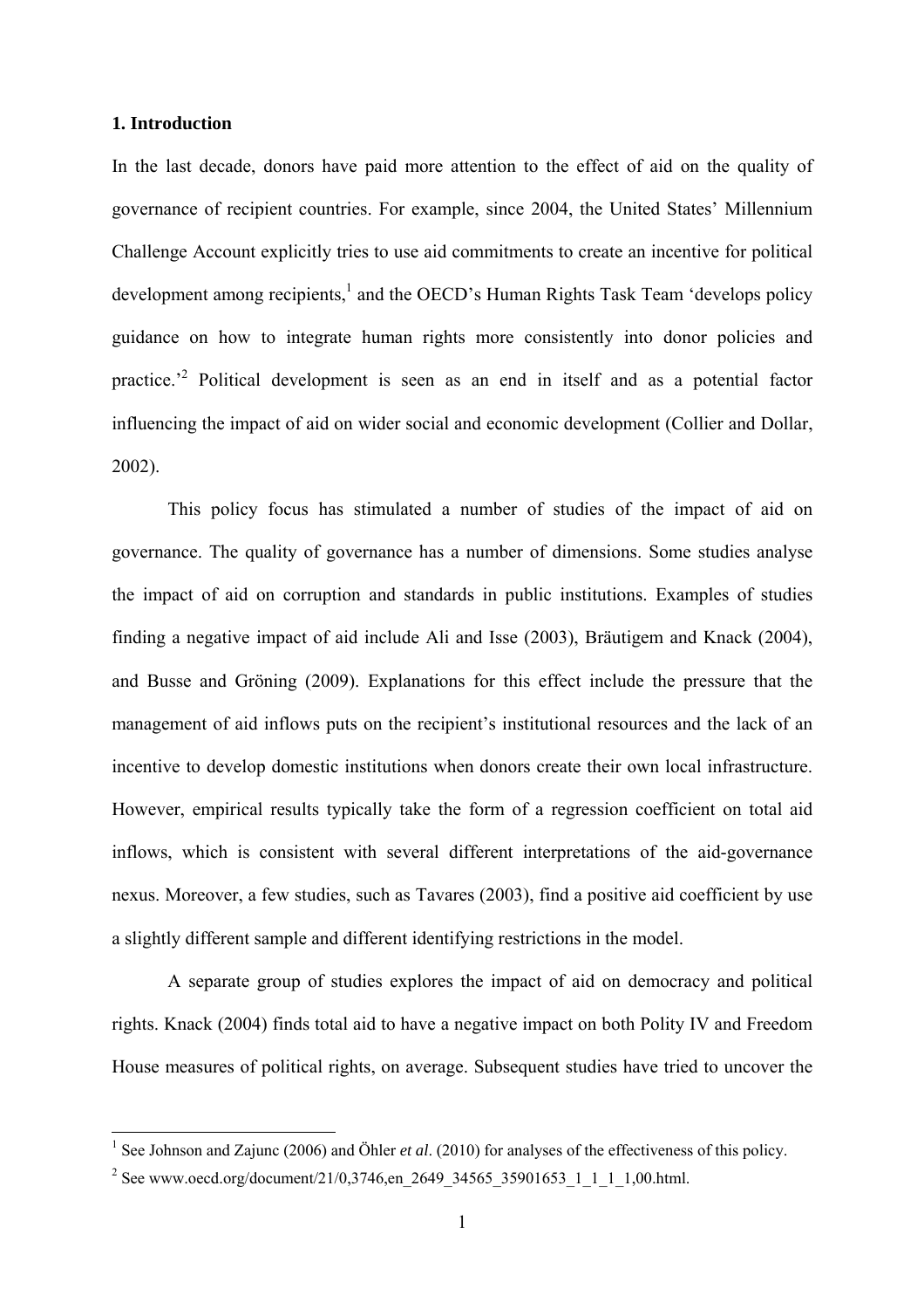## 1. Introduction

In the last decade, donors have paid more attention to the effect of aid on the quality of governance of recipient countries. For example, since 2004, the United States' Millennium Challenge Account explicitly tries to use aid commitments to create an incentive for political development among recipients,[1] and the OECD's Human Rights Task Team 'develops policy guidance on how to integrate human rights more consistently into donor policies and practice.'[2] Political development is seen as an end in itself and as a potential factor influencing the impact of aid on wider social and economic development (Collier and Dollar, 2002).

This policy focus has stimulated a number of studies of the impact of aid on governance. The quality of governance has a number of dimensions. Some studies analyse the impact of aid on corruption and standards in public institutions. Examples of studies finding a negative impact of aid include Ali and Isse (2003), Bräutigem and Knack (2004), and Busse and Gröning (2009). Explanations for this effect include the pressure that the management of aid inflows puts on the recipient's institutional resources and the lack of an incentive to develop domestic institutions when donors create their own local infrastructure. However, empirical results typically take the form of a regression coefficient on total aid inflows, which is consistent with several different interpretations of the aid-governance nexus. Moreover, a few studies, such as Tavares (2003), find a positive aid coefficient by use a slightly different sample and different identifying restrictions in the model.

A separate group of studies explores the impact of aid on democracy and political rights. Knack (2004) finds total aid to have a negative impact on both Polity IV and Freedom House measures of political rights, on average. Subsequent studies have tried to uncover the

[1] See Johnson and Zajunc (2006) and Öhler *et al*. (2010) for analyses of the effectiveness of this policy.

[2] See www.oecd.org/document/21/0,3746,en_2649_34565_35901653_1_1_1_1,00.html.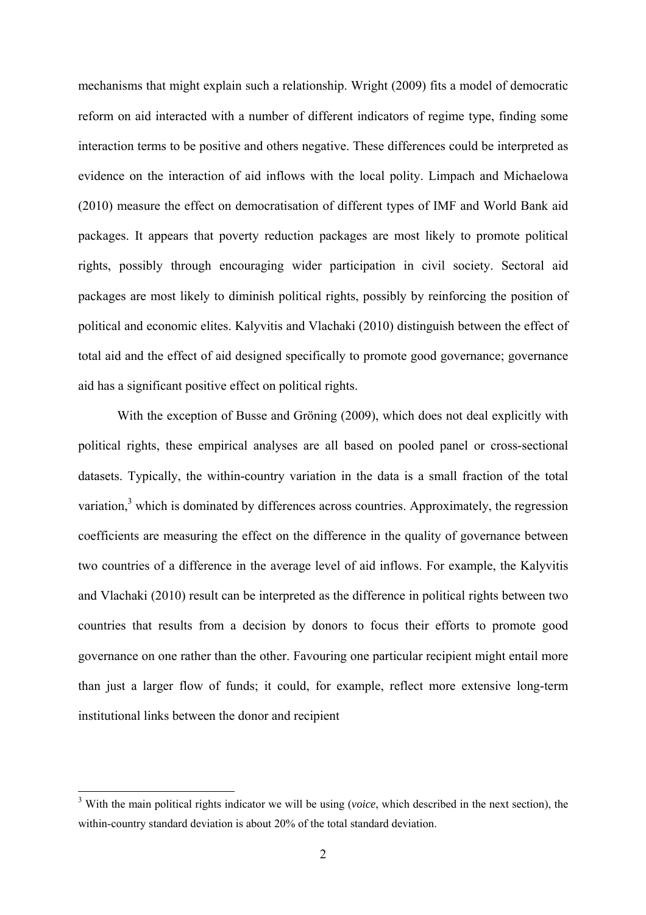mechanisms that might explain such a relationship. Wright (2009) fits a model of democratic reform on aid interacted with a number of different indicators of regime type, finding some interaction terms to be positive and others negative. These differences could be interpreted as evidence on the interaction of aid inflows with the local polity. Limpach and Michaelowa (2010) measure the effect on democratisation of different types of IMF and World Bank aid packages. It appears that poverty reduction packages are most likely to promote political rights, possibly through encouraging wider participation in civil society. Sectoral aid packages are most likely to diminish political rights, possibly by reinforcing the position of political and economic elites. Kalyvitis and Vlachaki (2010) distinguish between the effect of total aid and the effect of aid designed specifically to promote good governance; governance aid has a significant positive effect on political rights.

With the exception of Busse and Gröning (2009), which does not deal explicitly with political rights, these empirical analyses are all based on pooled panel or cross-sectional datasets. Typically, the within-country variation in the data is a small fraction of the total variation,[3] which is dominated by differences across countries. Approximately, the regression coefficients are measuring the effect on the difference in the quality of governance between two countries of a difference in the average level of aid inflows. For example, the Kalyvitis and Vlachaki (2010) result can be interpreted as the difference in political rights between two countries that results from a decision by donors to focus their efforts to promote good governance on one rather than the other. Favouring one particular recipient might entail more than just a larger flow of funds; it could, for example, reflect more extensive long-term institutional links between the donor and recipient

[3] With the main political rights indicator we will be using (*voice*, which described in the next section), the within-country standard deviation is about 20% of the total standard deviation.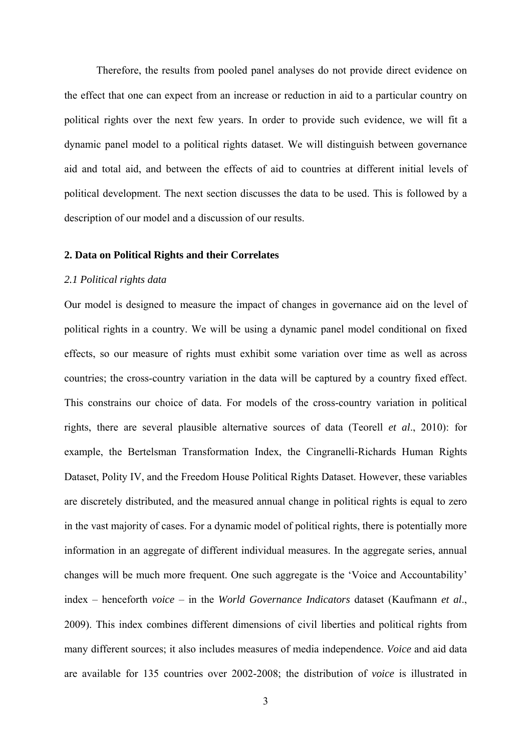Therefore, the results from pooled panel analyses do not provide direct evidence on the effect that one can expect from an increase or reduction in aid to a particular country on political rights over the next few years. In order to provide such evidence, we will fit a dynamic panel model to a political rights dataset. We will distinguish between governance aid and total aid, and between the effects of aid to countries at different initial levels of political development. The next section discusses the data to be used. This is followed by a description of our model and a discussion of our results.

## 2. Data on Political Rights and their Correlates

### *2.1 Political rights data*

Our model is designed to measure the impact of changes in governance aid on the level of political rights in a country. We will be using a dynamic panel model conditional on fixed effects, so our measure of rights must exhibit some variation over time as well as across countries; the cross-country variation in the data will be captured by a country fixed effect. This constrains our choice of data. For models of the cross-country variation in political rights, there are several plausible alternative sources of data (Teorell *et al*., 2010): for example, the Bertelsman Transformation Index, the Cingranelli-Richards Human Rights Dataset, Polity IV, and the Freedom House Political Rights Dataset. However, these variables are discretely distributed, and the measured annual change in political rights is equal to zero in the vast majority of cases. For a dynamic model of political rights, there is potentially more information in an aggregate of different individual measures. In the aggregate series, annual changes will be much more frequent. One such aggregate is the 'Voice and Accountability' index – henceforth *voice* – in the *World Governance Indicators* dataset (Kaufmann *et al*., 2009). This index combines different dimensions of civil liberties and political rights from many different sources; it also includes measures of media independence. *Voice* and aid data are available for 135 countries over 2002-2008; the distribution of *voice* is illustrated in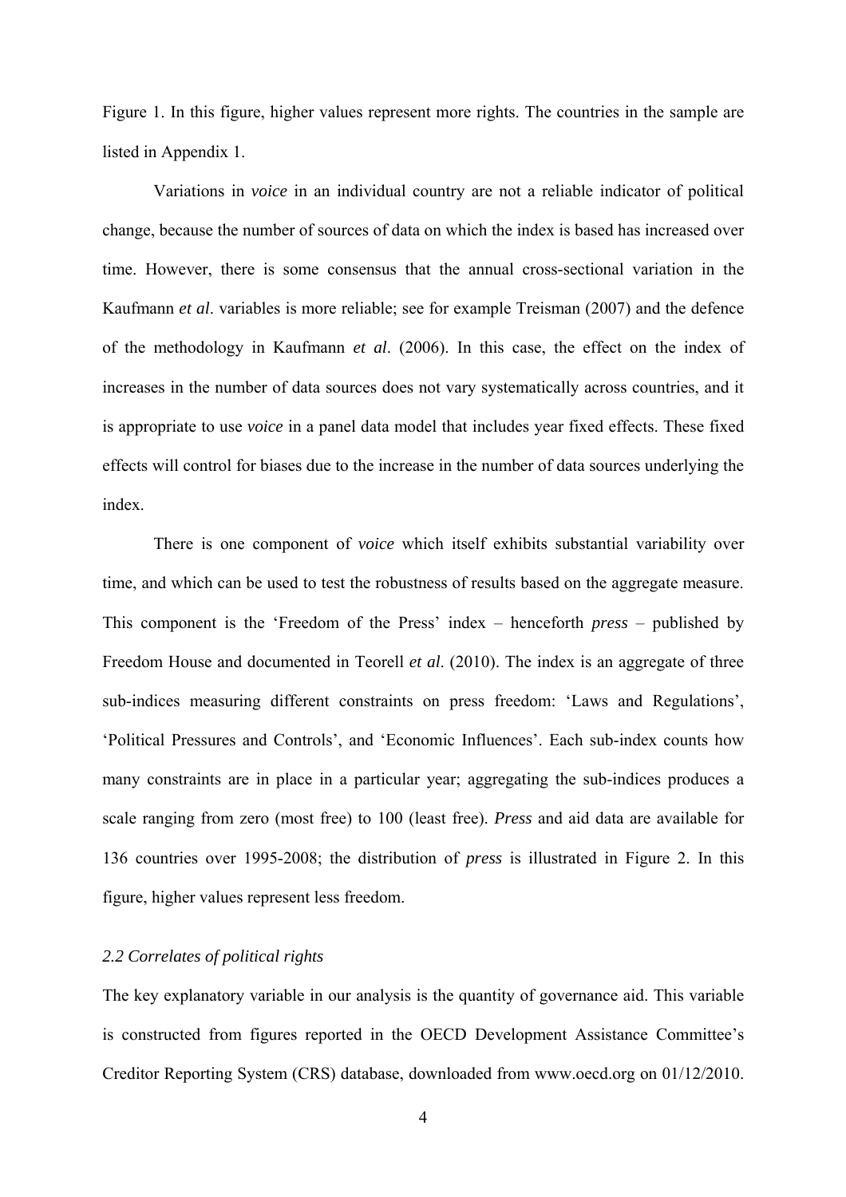Figure 1. In this figure, higher values represent more rights. The countries in the sample are listed in Appendix 1.

Variations in *voice* in an individual country are not a reliable indicator of political change, because the number of sources of data on which the index is based has increased over time. However, there is some consensus that the annual cross-sectional variation in the Kaufmann *et al*. variables is more reliable; see for example Treisman (2007) and the defence of the methodology in Kaufmann *et al*. (2006). In this case, the effect on the index of increases in the number of data sources does not vary systematically across countries, and it is appropriate to use *voice* in a panel data model that includes year fixed effects. These fixed effects will control for biases due to the increase in the number of data sources underlying the index.

There is one component of *voice* which itself exhibits substantial variability over time, and which can be used to test the robustness of results based on the aggregate measure. This component is the 'Freedom of the Press' index – henceforth *press* – published by Freedom House and documented in Teorell *et al*. (2010). The index is an aggregate of three sub-indices measuring different constraints on press freedom: 'Laws and Regulations', 'Political Pressures and Controls', and 'Economic Influences'. Each sub-index counts how many constraints are in place in a particular year; aggregating the sub-indices produces a scale ranging from zero (most free) to 100 (least free). *Press* and aid data are available for 136 countries over 1995-2008; the distribution of *press* is illustrated in Figure 2. In this figure, higher values represent less freedom.

### *2.2 Correlates of political rights*

The key explanatory variable in our analysis is the quantity of governance aid. This variable is constructed from figures reported in the OECD Development Assistance Committee's Creditor Reporting System (CRS) database, downloaded from www.oecd.org on 01/12/2010.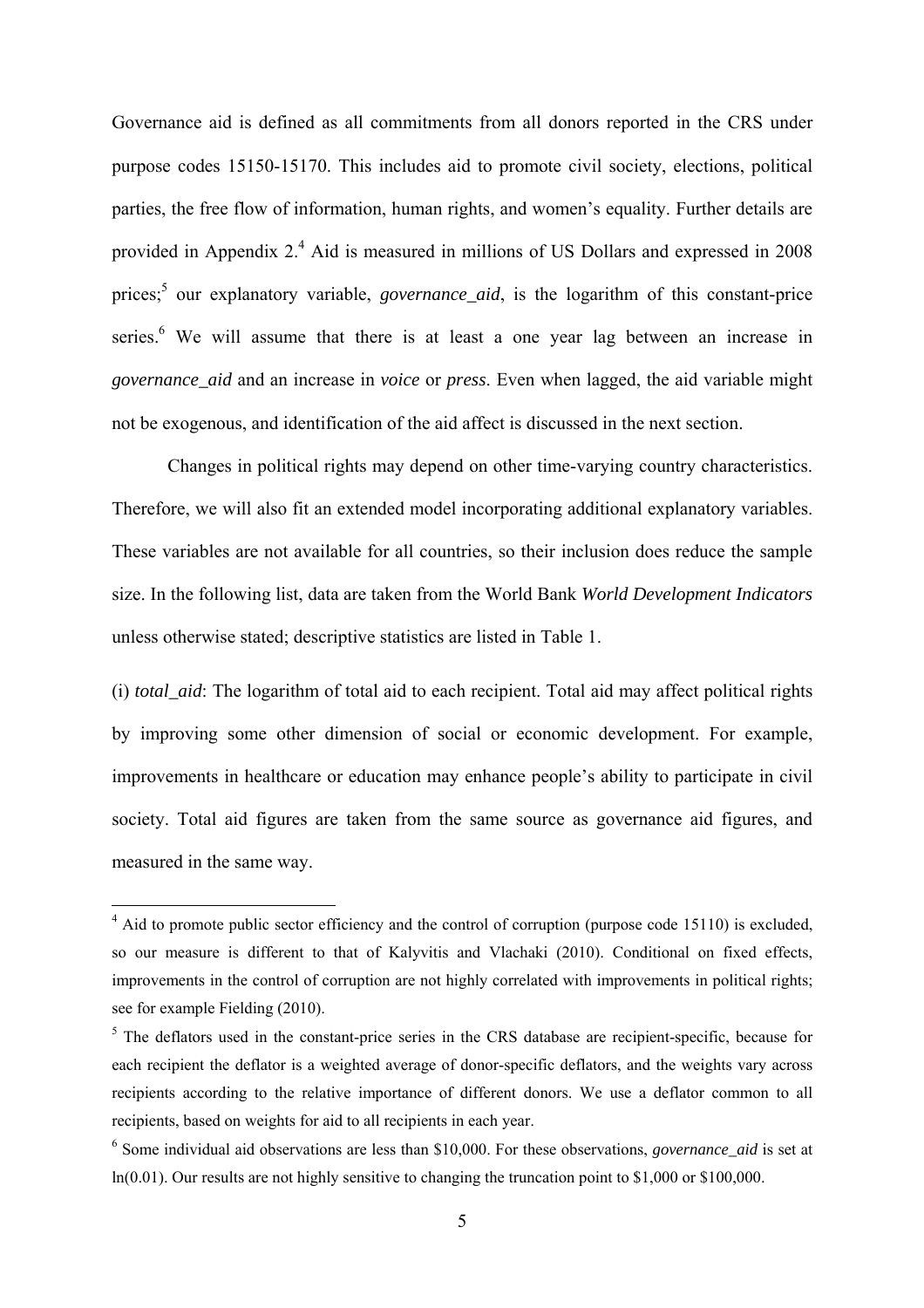Governance aid is defined as all commitments from all donors reported in the CRS under purpose codes 15150-15170. This includes aid to promote civil society, elections, political parties, the free flow of information, human rights, and women's equality. Further details are provided in Appendix 2.[4] Aid is measured in millions of US Dollars and expressed in 2008 prices;[5] our explanatory variable, *governance_aid*, is the logarithm of this constant-price series.[6] We will assume that there is at least a one year lag between an increase in *governance_aid* and an increase in *voice* or *press*. Even when lagged, the aid variable might not be exogenous, and identification of the aid affect is discussed in the next section.

Changes in political rights may depend on other time-varying country characteristics. Therefore, we will also fit an extended model incorporating additional explanatory variables. These variables are not available for all countries, so their inclusion does reduce the sample size. In the following list, data are taken from the World Bank *World Development Indicators* unless otherwise stated; descriptive statistics are listed in Table 1.

(i) *total_aid*: The logarithm of total aid to each recipient. Total aid may affect political rights by improving some other dimension of social or economic development. For example, improvements in healthcare or education may enhance people's ability to participate in civil society. Total aid figures are taken from the same source as governance aid figures, and measured in the same way.

---

[4] Aid to promote public sector efficiency and the control of corruption (purpose code 15110) is excluded, so our measure is different to that of Kalyvitis and Vlachaki (2010). Conditional on fixed effects, improvements in the control of corruption are not highly correlated with improvements in political rights; see for example Fielding (2010).

[5] The deflators used in the constant-price series in the CRS database are recipient-specific, because for each recipient the deflator is a weighted average of donor-specific deflators, and the weights vary across recipients according to the relative importance of different donors. We use a deflator common to all recipients, based on weights for aid to all recipients in each year.

[6] Some individual aid observations are less than \$10,000. For these observations, *governance_aid* is set at ln(0.01). Our results are not highly sensitive to changing the truncation point to \$1,000 or \$100,000.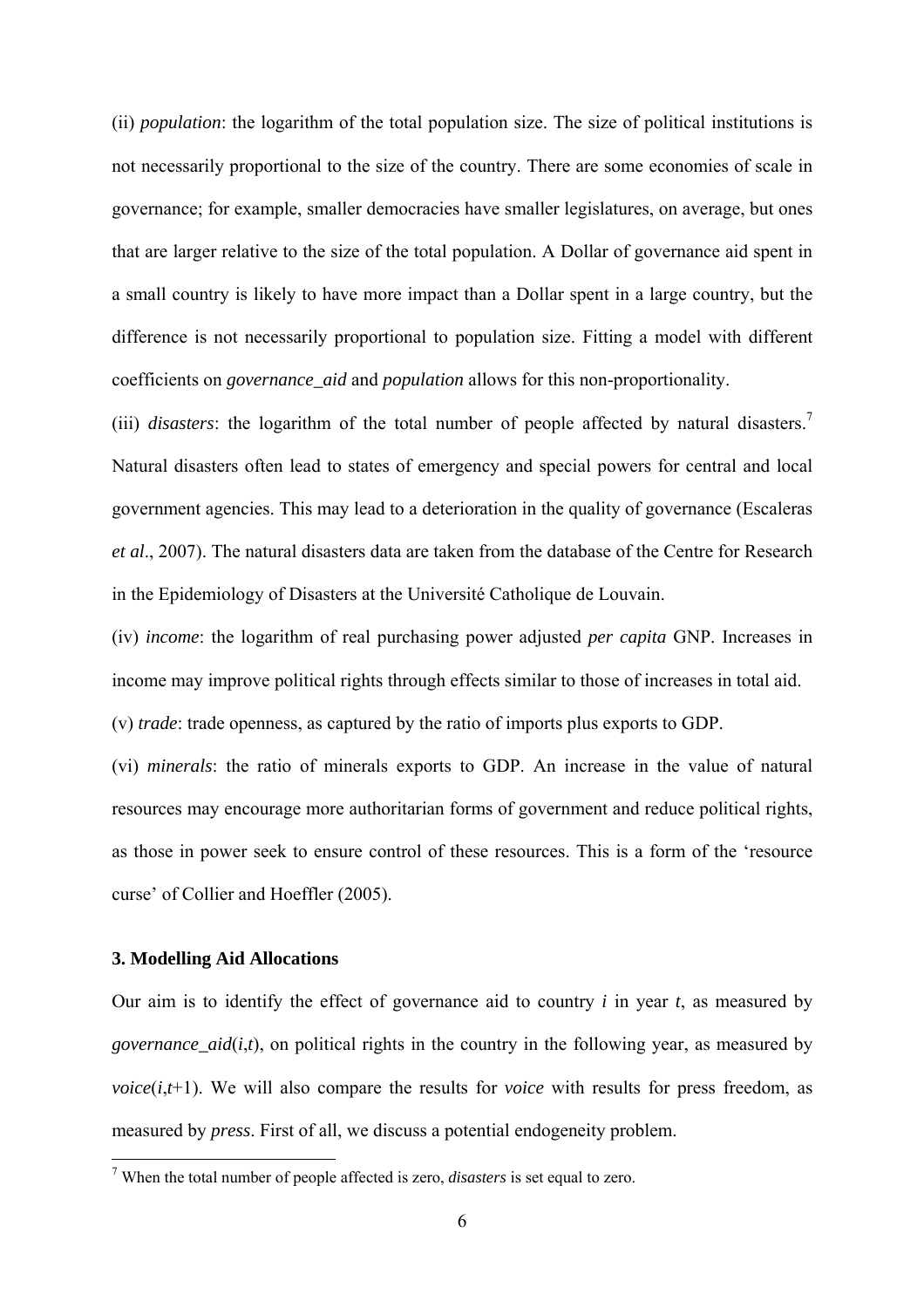(ii) *population*: the logarithm of the total population size. The size of political institutions is not necessarily proportional to the size of the country. There are some economies of scale in governance; for example, smaller democracies have smaller legislatures, on average, but ones that are larger relative to the size of the total population. A Dollar of governance aid spent in a small country is likely to have more impact than a Dollar spent in a large country, but the difference is not necessarily proportional to population size. Fitting a model with different coefficients on *governance_aid* and *population* allows for this non-proportionality.

(iii) *disasters*: the logarithm of the total number of people affected by natural disasters.[7] Natural disasters often lead to states of emergency and special powers for central and local government agencies. This may lead to a deterioration in the quality of governance (Escaleras *et al*., 2007). The natural disasters data are taken from the database of the Centre for Research in the Epidemiology of Disasters at the Université Catholique de Louvain.

(iv) *income*: the logarithm of real purchasing power adjusted *per capita* GNP. Increases in income may improve political rights through effects similar to those of increases in total aid.

(v) *trade*: trade openness, as captured by the ratio of imports plus exports to GDP.

(vi) *minerals*: the ratio of minerals exports to GDP. An increase in the value of natural resources may encourage more authoritarian forms of government and reduce political rights, as those in power seek to ensure control of these resources. This is a form of the 'resource curse' of Collier and Hoeffler (2005).

### 3. Modelling Aid Allocations

Our aim is to identify the effect of governance aid to country $i$ in year $t$, as measured by *governance_aid*($i$,$t$), on political rights in the country in the following year, as measured by *voice*($i$,$t$+1). We will also compare the results for *voice* with results for press freedom, as measured by *press*. First of all, we discuss a potential endogeneity problem.

[7] When the total number of people affected is zero, *disasters* is set equal to zero.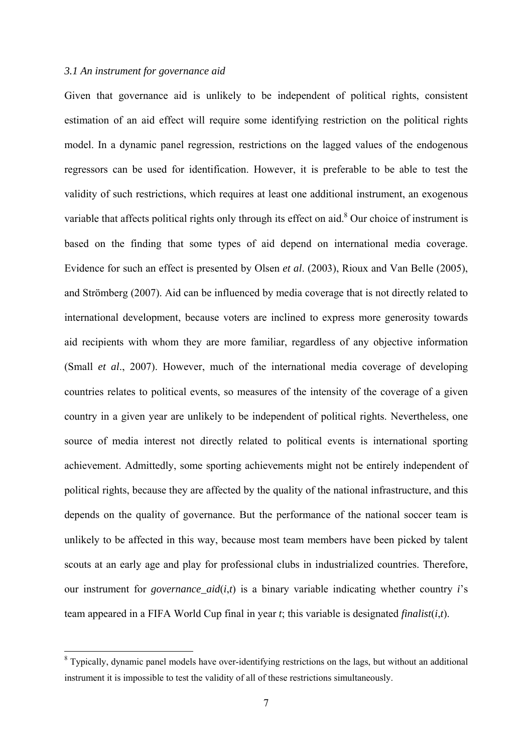### *3.1 An instrument for governance aid*

Given that governance aid is unlikely to be independent of political rights, consistent estimation of an aid effect will require some identifying restriction on the political rights model. In a dynamic panel regression, restrictions on the lagged values of the endogenous regressors can be used for identification. However, it is preferable to be able to test the validity of such restrictions, which requires at least one additional instrument, an exogenous variable that affects political rights only through its effect on aid.[8] Our choice of instrument is based on the finding that some types of aid depend on international media coverage. Evidence for such an effect is presented by Olsen *et al*. (2003), Rioux and Van Belle (2005), and Strömberg (2007). Aid can be influenced by media coverage that is not directly related to international development, because voters are inclined to express more generosity towards aid recipients with whom they are more familiar, regardless of any objective information (Small *et al*., 2007). However, much of the international media coverage of developing countries relates to political events, so measures of the intensity of the coverage of a given country in a given year are unlikely to be independent of political rights. Nevertheless, one source of media interest not directly related to political events is international sporting achievement. Admittedly, some sporting achievements might not be entirely independent of political rights, because they are affected by the quality of the national infrastructure, and this depends on the quality of governance. But the performance of the national soccer team is unlikely to be affected in this way, because most team members have been picked by talent scouts at an early age and play for professional clubs in industrialized countries. Therefore, our instrument for *governance_aid*($i$,$t$) is a binary variable indicating whether country $i$'s team appeared in a FIFA World Cup final in year $t$; this variable is designated *finalist*($i$,$t$).

[8] Typically, dynamic panel models have over-identifying restrictions on the lags, but without an additional instrument it is impossible to test the validity of all of these restrictions simultaneously.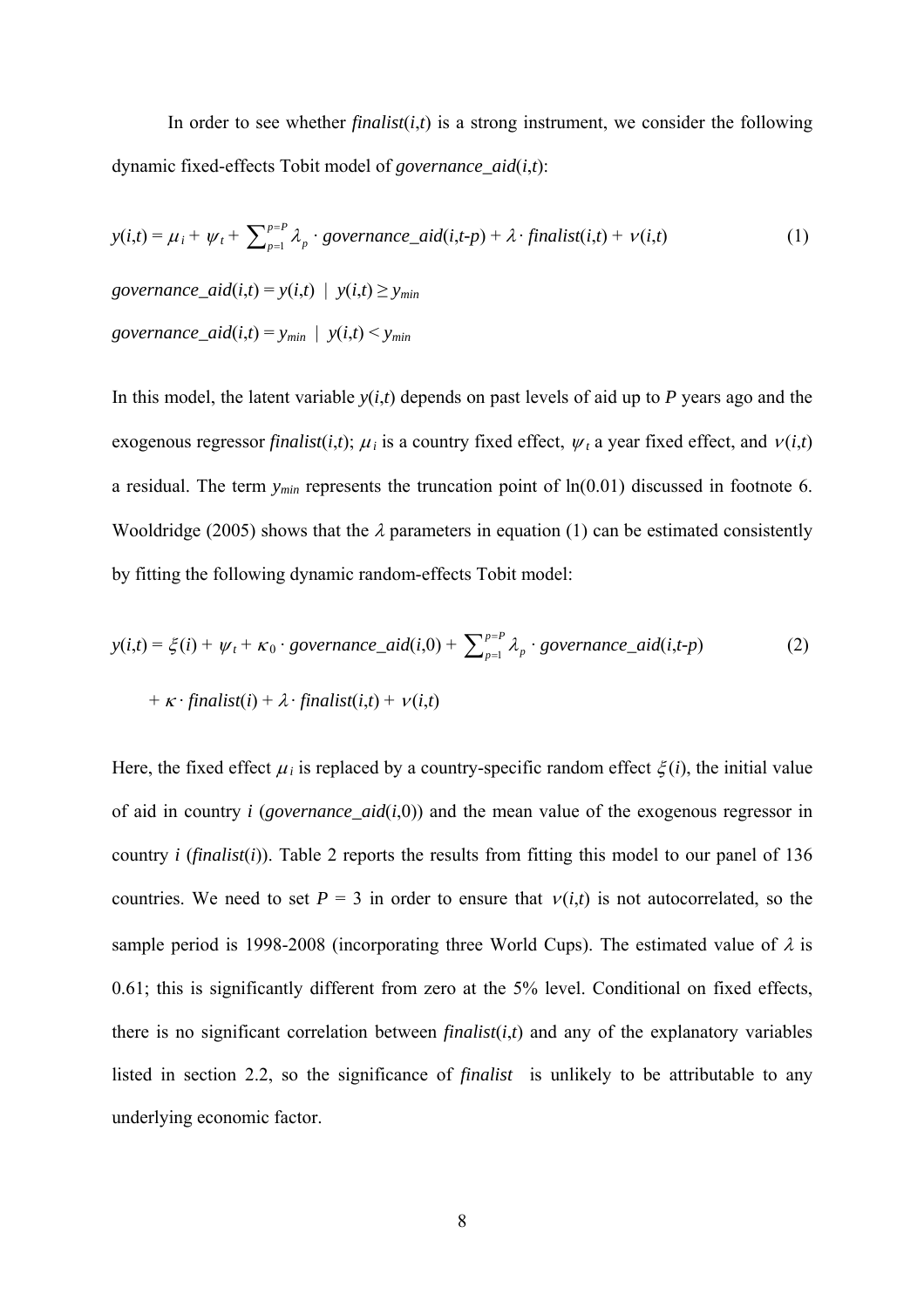In order to see whether *finalist*$(i,t)$ is a strong instrument, we consider the following dynamic fixed-effects Tobit model of *governance_aid*$(i,t)$:

$$y(i,t) = \mu_i + \psi_t + \sum_{p=1}^{p=P} \lambda_p \cdot governance\_aid(i,t\text{-}p) + \lambda \cdot finalist(i,t) + \nu(i,t) \tag{1}$$

$$governance\_aid(i,t) = y(i,t) \;\mid\; y(i,t) \geq y_{min}$$

$$governance\_aid(i,t) = y_{min} \;\mid\; y(i,t) < y_{min}$$

In this model, the latent variable $y(i,t)$ depends on past levels of aid up to $P$ years ago and the exogenous regressor *finalist*$(i,t)$; $\mu_i$ is a country fixed effect, $\psi_t$ a year fixed effect, and $\nu(i,t)$ a residual. The term $y_{min}$ represents the truncation point of ln(0.01) discussed in footnote 6. Wooldridge (2005) shows that the $\lambda$ parameters in equation (1) can be estimated consistently by fitting the following dynamic random-effects Tobit model:

$$y(i,t) = \xi(i) + \psi_t + \kappa_0 \cdot governance\_aid(i,0) + \sum_{p=1}^{p=P} \lambda_p \cdot governance\_aid(i,t\text{-}p) \tag{2}$$

$$+ \kappa \cdot finalist(i) + \lambda \cdot finalist(i,t) + \nu(i,t)$$

Here, the fixed effect $\mu_i$ is replaced by a country-specific random effect $\xi(i)$, the initial value of aid in country $i$ (*governance_aid*$(i,0)$) and the mean value of the exogenous regressor in country $i$ (*finalist*$(i)$). Table 2 reports the results from fitting this model to our panel of 136 countries. We need to set $P = 3$ in order to ensure that $\nu(i,t)$ is not autocorrelated, so the sample period is 1998-2008 (incorporating three World Cups). The estimated value of $\lambda$ is 0.61; this is significantly different from zero at the 5% level. Conditional on fixed effects, there is no significant correlation between *finalist*$(i,t)$ and any of the explanatory variables listed in section 2.2, so the significance of *finalist* is unlikely to be attributable to any underlying economic factor.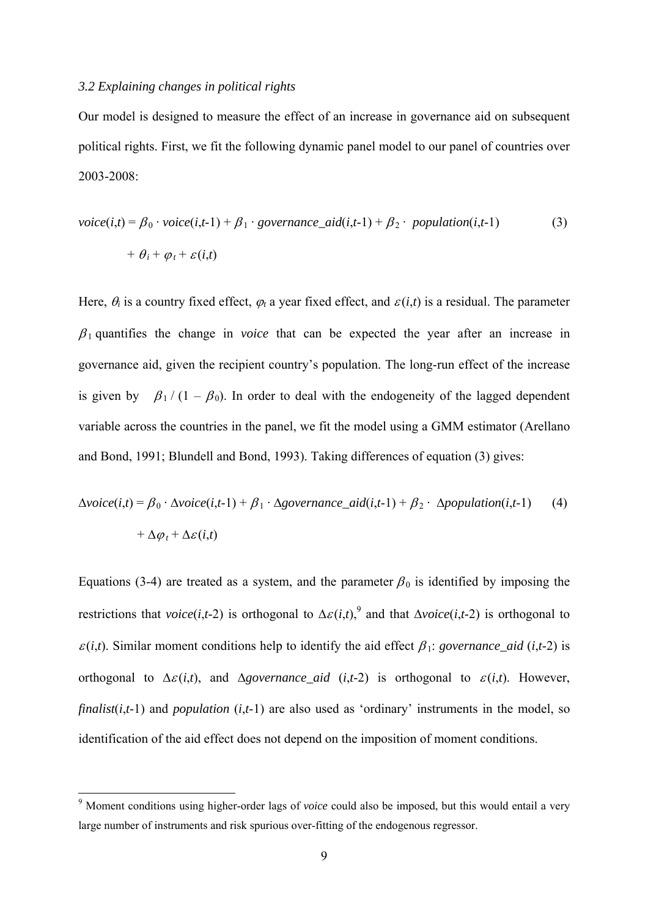### *3.2 Explaining changes in political rights*

Our model is designed to measure the effect of an increase in governance aid on subsequent political rights. First, we fit the following dynamic panel model to our panel of countries over 2003-2008:

$$voice(i,t) = \beta_0 \cdot voice(i,t\text{-}1) + \beta_1 \cdot governance\_aid(i,t\text{-}1) + \beta_2 \cdot \; population(i,t\text{-}1) \qquad (3)$$

$$+ \; \theta_i + \varphi_t + \varepsilon(i,t)$$

Here, $\theta_i$ is a country fixed effect, $\varphi_t$ a year fixed effect, and $\varepsilon(i,t)$ is a residual. The parameter $\beta_1$ quantifies the change in *voice* that can be expected the year after an increase in governance aid, given the recipient country's population. The long-run effect of the increase is given by $\beta_1 / (1 - \beta_0)$. In order to deal with the endogeneity of the lagged dependent variable across the countries in the panel, we fit the model using a GMM estimator (Arellano and Bond, 1991; Blundell and Bond, 1993). Taking differences of equation (3) gives:

$$\Delta voice(i,t) = \beta_0 \cdot \Delta voice(i,t\text{-}1) + \beta_1 \cdot \Delta governance\_aid(i,t\text{-}1) + \beta_2 \cdot \; \Delta population(i,t\text{-}1) \qquad (4)$$

$$+ \; \Delta\varphi_t + \Delta\varepsilon(i,t)$$

Equations (3-4) are treated as a system, and the parameter $\beta_0$ is identified by imposing the restrictions that *voice*($i$,$t$-2) is orthogonal to $\Delta\varepsilon(i,t)$,[9] and that $\Delta$*voice*($i$,$t$-2) is orthogonal to $\varepsilon(i,t)$. Similar moment conditions help to identify the aid effect $\beta_1$: *governance_aid* ($i$,$t$-2) is orthogonal to $\Delta\varepsilon(i,t)$, and $\Delta$*governance_aid* ($i$,$t$-2) is orthogonal to $\varepsilon(i,t)$. However, *finalist*($i$,$t$-1) and *population* ($i$,$t$-1) are also used as 'ordinary' instruments in the model, so identification of the aid effect does not depend on the imposition of moment conditions.

[9] Moment conditions using higher-order lags of *voice* could also be imposed, but this would entail a very large number of instruments and risk spurious over-fitting of the endogenous regressor.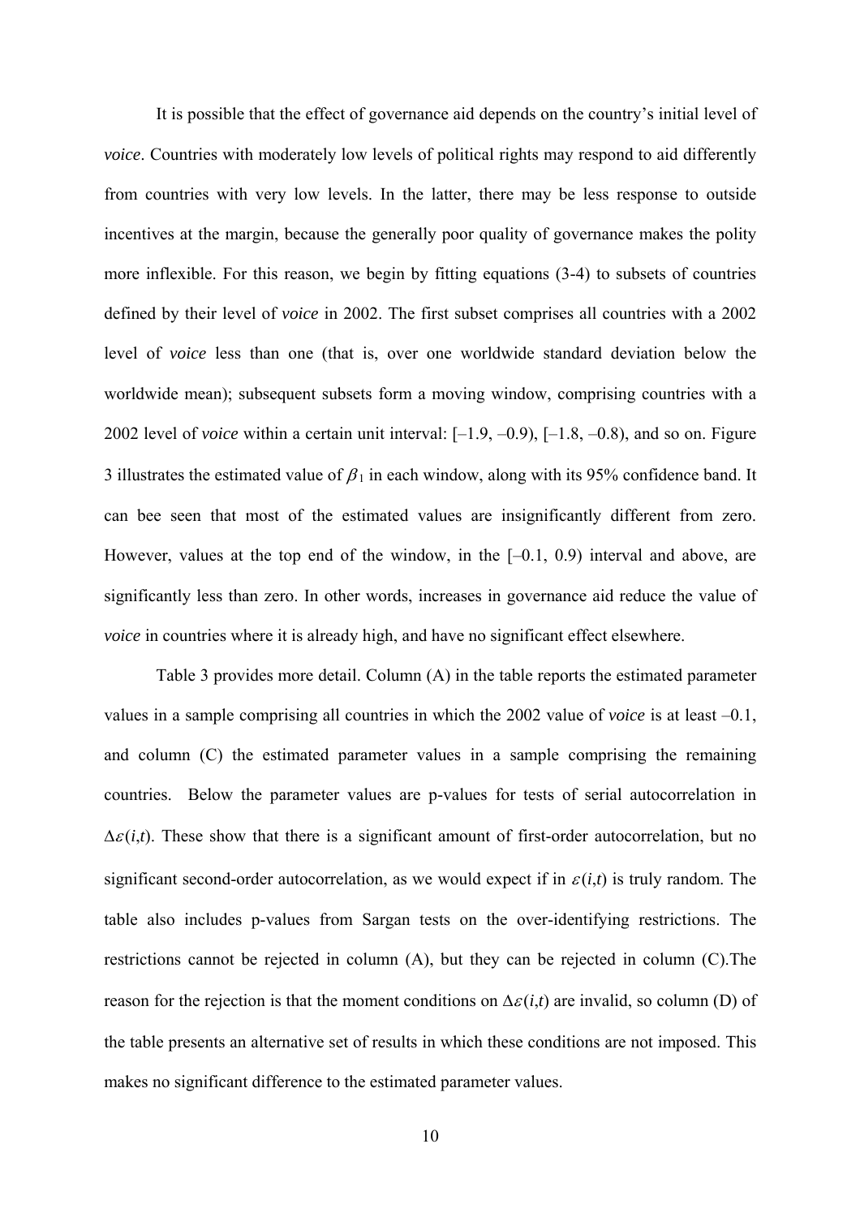It is possible that the effect of governance aid depends on the country's initial level of *voice*. Countries with moderately low levels of political rights may respond to aid differently from countries with very low levels. In the latter, there may be less response to outside incentives at the margin, because the generally poor quality of governance makes the polity more inflexible. For this reason, we begin by fitting equations (3-4) to subsets of countries defined by their level of *voice* in 2002. The first subset comprises all countries with a 2002 level of *voice* less than one (that is, over one worldwide standard deviation below the worldwide mean); subsequent subsets form a moving window, comprising countries with a 2002 level of *voice* within a certain unit interval: [–1.9, –0.9), [–1.8, –0.8), and so on. Figure 3 illustrates the estimated value of $\beta_1$ in each window, along with its 95% confidence band. It can bee seen that most of the estimated values are insignificantly different from zero. However, values at the top end of the window, in the [–0.1, 0.9) interval and above, are significantly less than zero. In other words, increases in governance aid reduce the value of *voice* in countries where it is already high, and have no significant effect elsewhere.

Table 3 provides more detail. Column (A) in the table reports the estimated parameter values in a sample comprising all countries in which the 2002 value of *voice* is at least –0.1, and column (C) the estimated parameter values in a sample comprising the remaining countries. Below the parameter values are p-values for tests of serial autocorrelation in $\Delta\varepsilon(i,t)$. These show that there is a significant amount of first-order autocorrelation, but no significant second-order autocorrelation, as we would expect if in $\varepsilon(i,t)$ is truly random. The table also includes p-values from Sargan tests on the over-identifying restrictions. The restrictions cannot be rejected in column (A), but they can be rejected in column (C).The reason for the rejection is that the moment conditions on $\Delta\varepsilon(i,t)$ are invalid, so column (D) of the table presents an alternative set of results in which these conditions are not imposed. This makes no significant difference to the estimated parameter values.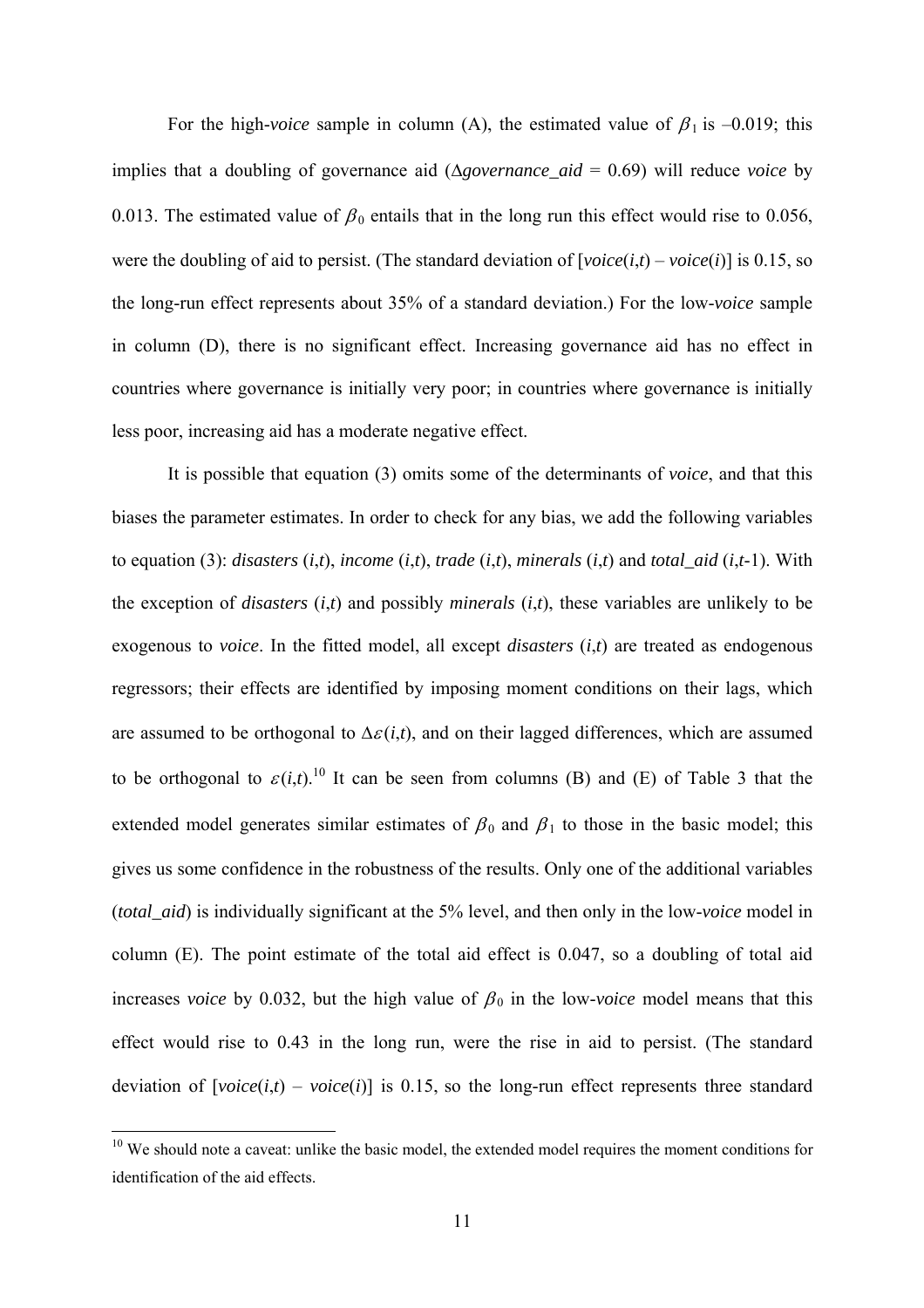For the high-*voice* sample in column (A), the estimated value of $\beta_1$ is –0.019; this implies that a doubling of governance aid ($\Delta$*governance_aid* = 0.69) will reduce *voice* by 0.013. The estimated value of $\beta_0$ entails that in the long run this effect would rise to 0.056, were the doubling of aid to persist. (The standard deviation of [*voice*(*i*,*t*) – *voice*(*i*)] is 0.15, so the long-run effect represents about 35% of a standard deviation.) For the low-*voice* sample in column (D), there is no significant effect. Increasing governance aid has no effect in countries where governance is initially very poor; in countries where governance is initially less poor, increasing aid has a moderate negative effect.

It is possible that equation (3) omits some of the determinants of *voice*, and that this biases the parameter estimates. In order to check for any bias, we add the following variables to equation (3): *disasters* (*i*,*t*), *income* (*i*,*t*), *trade* (*i*,*t*), *minerals* (*i*,*t*) and *total_aid* (*i*,*t*-1). With the exception of *disasters* (*i*,*t*) and possibly *minerals* (*i*,*t*), these variables are unlikely to be exogenous to *voice*. In the fitted model, all except *disasters* (*i*,*t*) are treated as endogenous regressors; their effects are identified by imposing moment conditions on their lags, which are assumed to be orthogonal to $\Delta\varepsilon(i,t)$, and on their lagged differences, which are assumed to be orthogonal to $\varepsilon(i,t)$.[10] It can be seen from columns (B) and (E) of Table 3 that the extended model generates similar estimates of $\beta_0$ and $\beta_1$ to those in the basic model; this gives us some confidence in the robustness of the results. Only one of the additional variables (*total_aid*) is individually significant at the 5% level, and then only in the low-*voice* model in column (E). The point estimate of the total aid effect is 0.047, so a doubling of total aid increases *voice* by 0.032, but the high value of $\beta_0$ in the low-*voice* model means that this effect would rise to 0.43 in the long run, were the rise in aid to persist. (The standard deviation of [*voice*(*i*,*t*) – *voice*(*i*)] is 0.15, so the long-run effect represents three standard

[10] We should note a caveat: unlike the basic model, the extended model requires the moment conditions for identification of the aid effects.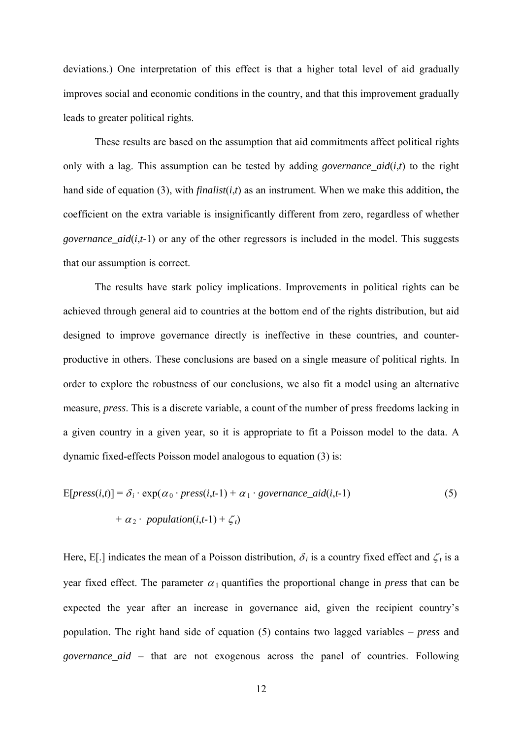deviations.) One interpretation of this effect is that a higher total level of aid gradually improves social and economic conditions in the country, and that this improvement gradually leads to greater political rights.

These results are based on the assumption that aid commitments affect political rights only with a lag. This assumption can be tested by adding *governance_aid*($i$,$t$) to the right hand side of equation (3), with *finalist*($i$,$t$) as an instrument. When we make this addition, the coefficient on the extra variable is insignificantly different from zero, regardless of whether *governance_aid*($i$,$t$-1) or any of the other regressors is included in the model. This suggests that our assumption is correct.

The results have stark policy implications. Improvements in political rights can be achieved through general aid to countries at the bottom end of the rights distribution, but aid designed to improve governance directly is ineffective in these countries, and counter-productive in others. These conclusions are based on a single measure of political rights. In order to explore the robustness of our conclusions, we also fit a model using an alternative measure, *press*. This is a discrete variable, a count of the number of press freedoms lacking in a given country in a given year, so it is appropriate to fit a Poisson model to the data. A dynamic fixed-effects Poisson model analogous to equation (3) is:

$$\text{E}[press(i,t)] = \delta_i \cdot \exp(\alpha_0 \cdot press(i,t\text{-}1) + \alpha_1 \cdot governance\_aid(i,t\text{-}1) + \alpha_2 \cdot population(i,t\text{-}1) + \zeta_t) \quad (5)$$

Here, E[.] indicates the mean of a Poisson distribution, $\delta_i$ is a country fixed effect and $\zeta_t$ is a year fixed effect. The parameter $\alpha_1$ quantifies the proportional change in *press* that can be expected the year after an increase in governance aid, given the recipient country's population. The right hand side of equation (5) contains two lagged variables – *press* and *governance_aid* – that are not exogenous across the panel of countries. Following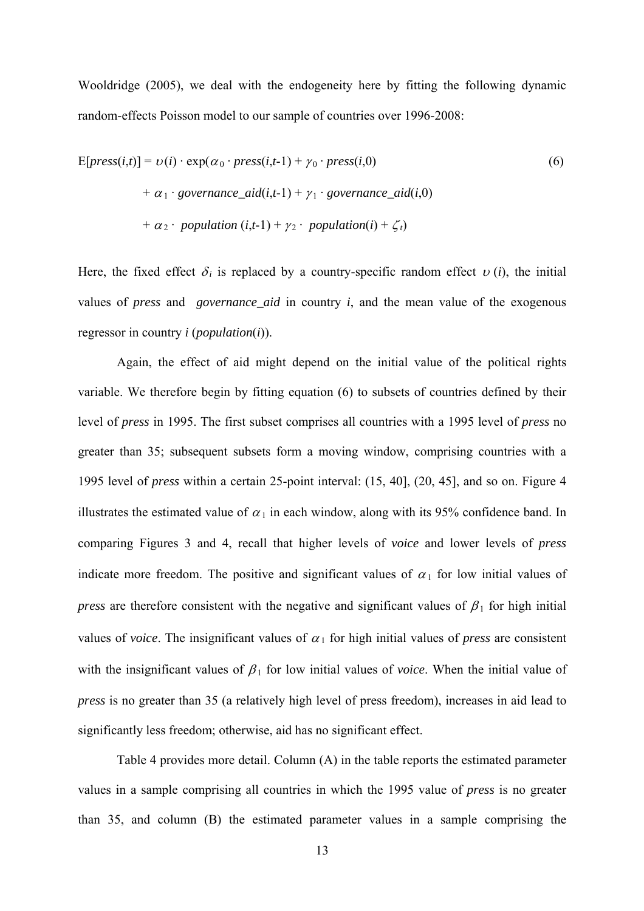Wooldridge (2005), we deal with the endogeneity here by fitting the following dynamic random-effects Poisson model to our sample of countries over 1996-2008:

$$
\begin{aligned}
\mathrm{E}[press(i,t)] = \upsilon(i) \cdot \exp(&\alpha_0 \cdot press(i,t\text{-}1) + \gamma_0 \cdot press(i,0) \\
&+ \alpha_1 \cdot governance\_aid(i,t\text{-}1) + \gamma_1 \cdot governance\_aid(i,0) \\
&+ \alpha_2 \cdot \ population\ (i,t\text{-}1) + \gamma_2 \cdot \ population(i) + \zeta_t)
\end{aligned}
\tag{6}
$$

Here, the fixed effect $\delta_i$ is replaced by a country-specific random effect $\upsilon(i)$, the initial values of *press* and *governance_aid* in country *i*, and the mean value of the exogenous regressor in country *i* (*population*(*i*)).

Again, the effect of aid might depend on the initial value of the political rights variable. We therefore begin by fitting equation (6) to subsets of countries defined by their level of *press* in 1995. The first subset comprises all countries with a 1995 level of *press* no greater than 35; subsequent subsets form a moving window, comprising countries with a 1995 level of *press* within a certain 25-point interval: (15, 40], (20, 45], and so on. Figure 4 illustrates the estimated value of $\alpha_1$ in each window, along with its 95% confidence band. In comparing Figures 3 and 4, recall that higher levels of *voice* and lower levels of *press* indicate more freedom. The positive and significant values of $\alpha_1$ for low initial values of *press* are therefore consistent with the negative and significant values of $\beta_1$ for high initial values of *voice*. The insignificant values of $\alpha_1$ for high initial values of *press* are consistent with the insignificant values of $\beta_1$ for low initial values of *voice*. When the initial value of *press* is no greater than 35 (a relatively high level of press freedom), increases in aid lead to significantly less freedom; otherwise, aid has no significant effect.

Table 4 provides more detail. Column (A) in the table reports the estimated parameter values in a sample comprising all countries in which the 1995 value of *press* is no greater than 35, and column (B) the estimated parameter values in a sample comprising the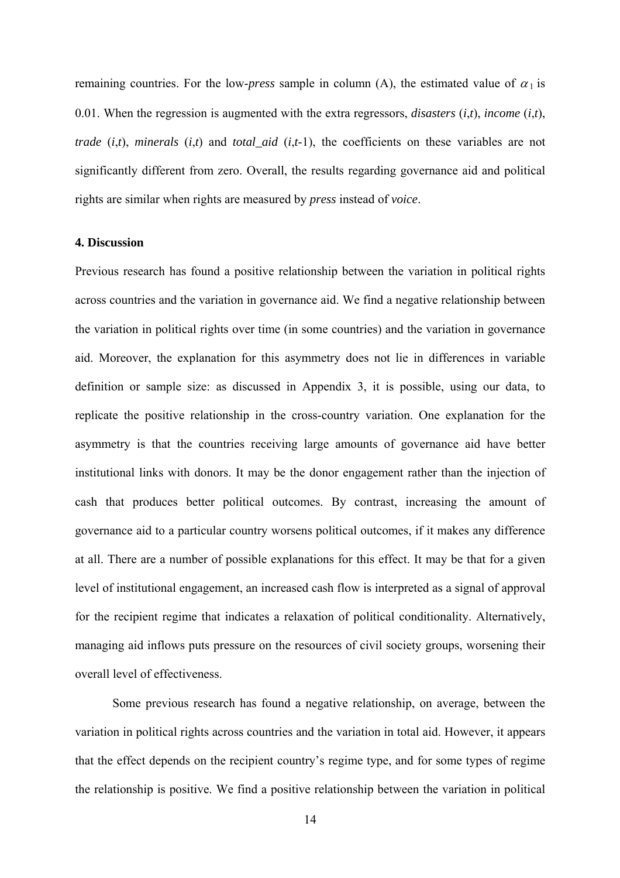remaining countries. For the low-*press* sample in column (A), the estimated value of $\alpha_1$ is 0.01. When the regression is augmented with the extra regressors, *disasters* (*i*,*t*), *income* (*i*,*t*), *trade* (*i*,*t*), *minerals* (*i*,*t*) and *total_aid* (*i*,*t*-1), the coefficients on these variables are not significantly different from zero. Overall, the results regarding governance aid and political rights are similar when rights are measured by *press* instead of *voice*.

## 4. Discussion

Previous research has found a positive relationship between the variation in political rights across countries and the variation in governance aid. We find a negative relationship between the variation in political rights over time (in some countries) and the variation in governance aid. Moreover, the explanation for this asymmetry does not lie in differences in variable definition or sample size: as discussed in Appendix 3, it is possible, using our data, to replicate the positive relationship in the cross-country variation. One explanation for the asymmetry is that the countries receiving large amounts of governance aid have better institutional links with donors. It may be the donor engagement rather than the injection of cash that produces better political outcomes. By contrast, increasing the amount of governance aid to a particular country worsens political outcomes, if it makes any difference at all. There are a number of possible explanations for this effect. It may be that for a given level of institutional engagement, an increased cash flow is interpreted as a signal of approval for the recipient regime that indicates a relaxation of political conditionality. Alternatively, managing aid inflows puts pressure on the resources of civil society groups, worsening their overall level of effectiveness.

Some previous research has found a negative relationship, on average, between the variation in political rights across countries and the variation in total aid. However, it appears that the effect depends on the recipient country's regime type, and for some types of regime the relationship is positive. We find a positive relationship between the variation in political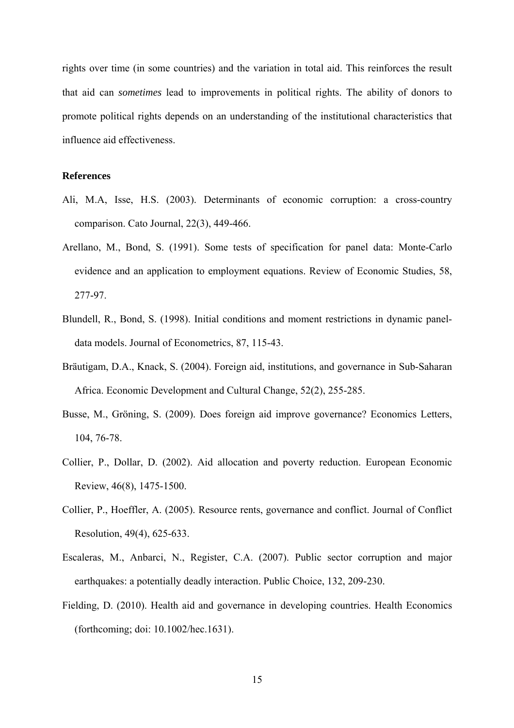rights over time (in some countries) and the variation in total aid. This reinforces the result that aid can *sometimes* lead to improvements in political rights. The ability of donors to promote political rights depends on an understanding of the institutional characteristics that influence aid effectiveness.

**References**

Ali, M.A, Isse, H.S. (2003). Determinants of economic corruption: a cross-country comparison. Cato Journal, 22(3), 449-466.

Arellano, M., Bond, S. (1991). Some tests of specification for panel data: Monte-Carlo evidence and an application to employment equations. Review of Economic Studies, 58, 277-97.

Blundell, R., Bond, S. (1998). Initial conditions and moment restrictions in dynamic panel-data models. Journal of Econometrics, 87, 115-43.

Bräutigam, D.A., Knack, S. (2004). Foreign aid, institutions, and governance in Sub-Saharan Africa. Economic Development and Cultural Change, 52(2), 255-285.

Busse, M., Gröning, S. (2009). Does foreign aid improve governance? Economics Letters, 104, 76-78.

Collier, P., Dollar, D. (2002). Aid allocation and poverty reduction. European Economic Review, 46(8), 1475-1500.

Collier, P., Hoeffler, A. (2005). Resource rents, governance and conflict. Journal of Conflict Resolution, 49(4), 625-633.

Escaleras, M., Anbarci, N., Register, C.A. (2007). Public sector corruption and major earthquakes: a potentially deadly interaction. Public Choice, 132, 209-230.

Fielding, D. (2010). Health aid and governance in developing countries. Health Economics (forthcoming; doi: 10.1002/hec.1631).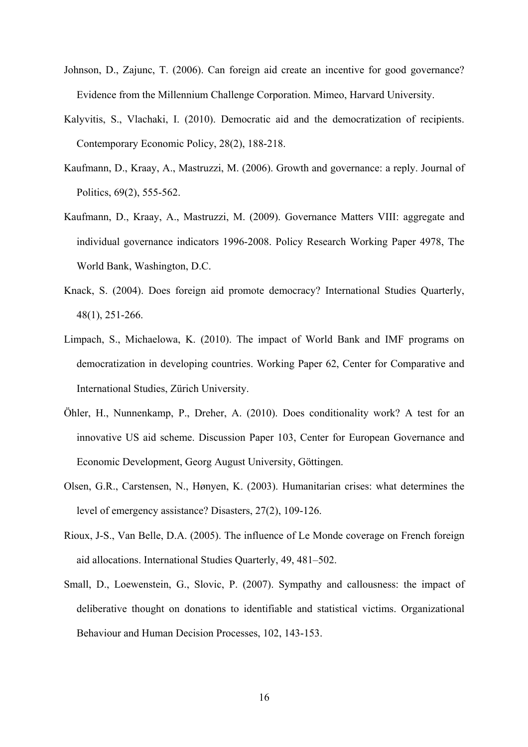Johnson, D., Zajunc, T. (2006). Can foreign aid create an incentive for good governance? Evidence from the Millennium Challenge Corporation. Mimeo, Harvard University.

Kalyvitis, S., Vlachaki, I. (2010). Democratic aid and the democratization of recipients. Contemporary Economic Policy, 28(2), 188-218.

Kaufmann, D., Kraay, A., Mastruzzi, M. (2006). Growth and governance: a reply. Journal of Politics, 69(2), 555-562.

Kaufmann, D., Kraay, A., Mastruzzi, M. (2009). Governance Matters VIII: aggregate and individual governance indicators 1996-2008. Policy Research Working Paper 4978, The World Bank, Washington, D.C.

Knack, S. (2004). Does foreign aid promote democracy? International Studies Quarterly, 48(1), 251-266.

Limpach, S., Michaelowa, K. (2010). The impact of World Bank and IMF programs on democratization in developing countries. Working Paper 62, Center for Comparative and International Studies, Zürich University.

Öhler, H., Nunnenkamp, P., Dreher, A. (2010). Does conditionality work? A test for an innovative US aid scheme. Discussion Paper 103, Center for European Governance and Economic Development, Georg August University, Göttingen.

Olsen, G.R., Carstensen, N., Hønyen, K. (2003). Humanitarian crises: what determines the level of emergency assistance? Disasters, 27(2), 109-126.

Rioux, J-S., Van Belle, D.A. (2005). The influence of Le Monde coverage on French foreign aid allocations. International Studies Quarterly, 49, 481–502.

Small, D., Loewenstein, G., Slovic, P. (2007). Sympathy and callousness: the impact of deliberative thought on donations to identifiable and statistical victims. Organizational Behaviour and Human Decision Processes, 102, 143-153.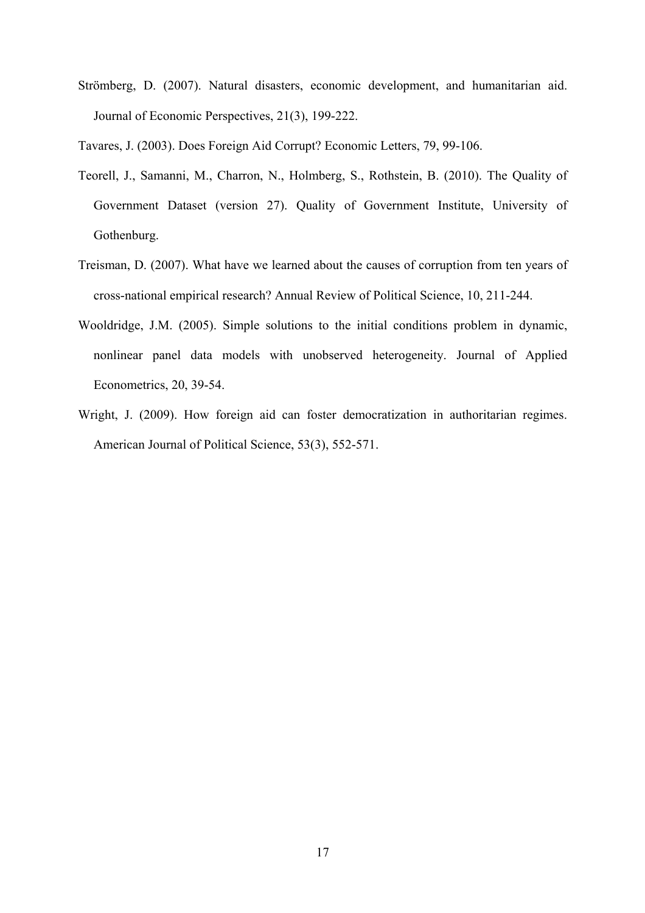Strömberg, D. (2007). Natural disasters, economic development, and humanitarian aid. Journal of Economic Perspectives, 21(3), 199-222.

Tavares, J. (2003). Does Foreign Aid Corrupt? Economic Letters, 79, 99-106.

Teorell, J., Samanni, M., Charron, N., Holmberg, S., Rothstein, B. (2010). The Quality of Government Dataset (version 27). Quality of Government Institute, University of Gothenburg.

Treisman, D. (2007). What have we learned about the causes of corruption from ten years of cross-national empirical research? Annual Review of Political Science, 10, 211-244.

Wooldridge, J.M. (2005). Simple solutions to the initial conditions problem in dynamic, nonlinear panel data models with unobserved heterogeneity. Journal of Applied Econometrics, 20, 39-54.

Wright, J. (2009). How foreign aid can foster democratization in authoritarian regimes. American Journal of Political Science, 53(3), 552-571.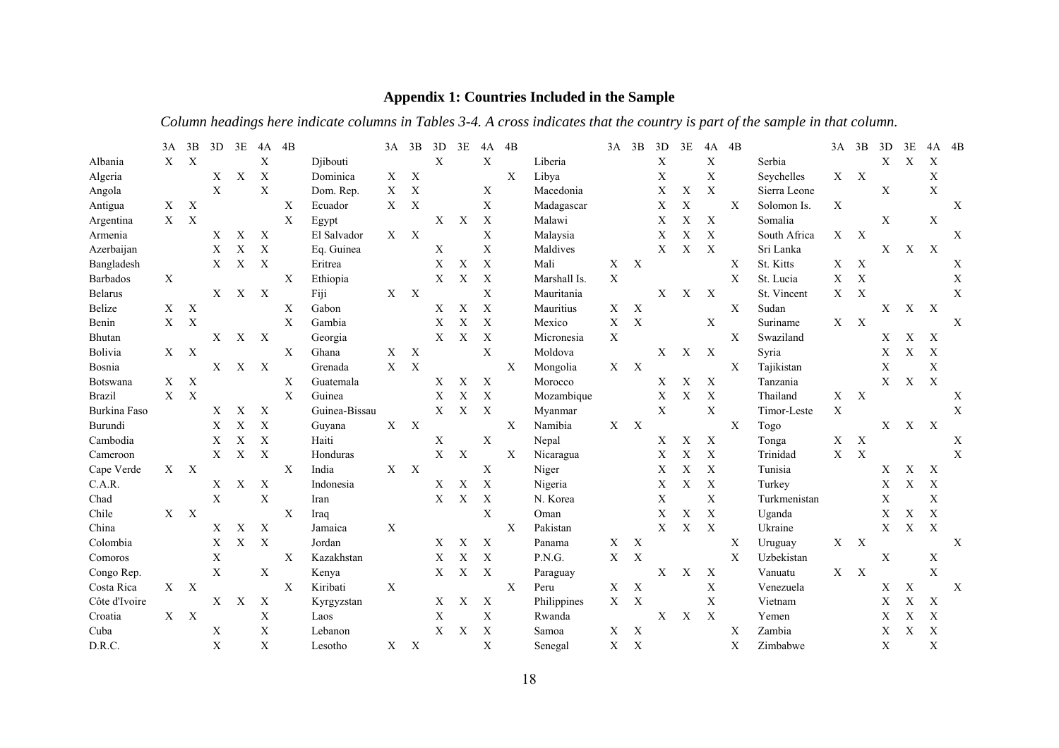# Appendix 1: Countries Included in the Sample

*Column headings here indicate columns in Tables 3-4. A cross indicates that the country is part of the sample in that column.*

| | 3A | 3B | 3D | 3E | 4A | 4B | | 3A | 3B | 3D | 3E | 4A | 4B | | 3A | 3B | 3D | 3E | 4A | 4B | | 3A | 3B | 3D | 3E | 4A | 4B |
|---|---|---|---|---|---|---|---|---|---|---|---|---|---|---|---|---|---|---|---|---|---|---|---|---|---|---|---|
| Albania | X | X | | | X | | Djibouti | | | X | | X | | Liberia | | | X | | X | | Serbia | | | X | X | X | |
| Algeria | | | X | X | X | | Dominica | X | X | | | | X | Libya | | | X | | X | | Seychelles | X | X | | | X | |
| Angola | | | X | | X | | Dom. Rep. | X | X | | | X | | Macedonia | | | X | X | X | | Sierra Leone | | | X | | X | |
| Antigua | X | X | | | | X | Ecuador | X | X | | | X | | Madagascar | | | X | X | | X | Solomon Is. | X | | | | | X |
| Argentina | X | X | | | | X | Egypt | | | X | X | X | | Malawi | | | X | X | X | | Somalia | | | X | | X | |
| Armenia | | | X | X | X | | El Salvador | X | X | | | X | | Malaysia | | | X | X | X | | South Africa | X | X | | | | X |
| Azerbaijan | | | X | X | X | | Eq. Guinea | | | X | | X | | Maldives | | | X | X | X | | Sri Lanka | | | X | X | X | |
| Bangladesh | | | X | X | X | | Eritrea | | | X | X | X | | Mali | X | X | | | | X | St. Kitts | X | X | | | | X |
| Barbados | X | | | | | X | Ethiopia | | | X | X | X | | Marshall Is. | X | | | | | X | St. Lucia | X | X | | | | X |
| Belarus | | | X | X | X | | Fiji | X | X | | | X | | Mauritania | | | X | X | X | | St. Vincent | X | X | | | | X |
| Belize | X | X | | | | X | Gabon | | | X | X | X | | Mauritius | X | X | | | | X | Sudan | | | X | X | X | |
| Benin | X | X | | | | X | Gambia | | | X | X | X | | Mexico | X | X | | | X | | Suriname | X | X | | | | X |
| Bhutan | | | X | X | X | | Georgia | | | X | X | X | | Micronesia | X | | | | | X | Swaziland | | | X | X | X | |
| Bolivia | X | X | | | | X | Ghana | X | X | | | X | | Moldova | | | X | X | X | | Syria | | | X | X | X | |
| Bosnia | | | X | X | X | | Grenada | X | X | | | | X | Mongolia | X | X | | | | X | Tajikistan | | | X | | X | |
| Botswana | X | X | | | | X | Guatemala | | | X | X | X | | Morocco | | | X | X | X | | Tanzania | | | X | X | X | |
| Brazil | X | X | | | | X | Guinea | | | X | X | X | | Mozambique | | | X | X | X | | Thailand | X | X | | | | X |
| Burkina Faso | | | X | X | X | | Guinea-Bissau | | | X | X | X | | Myanmar | | | X | | X | | Timor-Leste | X | | | | | X |
| Burundi | | | X | X | X | | Guyana | X | X | | | | X | Namibia | X | X | | | | X | Togo | | | X | X | X | |
| Cambodia | | | X | X | X | | Haiti | | | X | | X | | Nepal | | | X | X | X | | Tonga | X | X | | | | X |
| Cameroon | | | X | X | X | | Honduras | | | X | X | | X | Nicaragua | | | X | X | X | | Trinidad | X | X | | | | X |
| Cape Verde | X | X | | | | X | India | X | X | | | X | | Niger | | | X | X | X | | Tunisia | | | X | X | X | |
| C.A.R. | | | X | X | X | | Indonesia | | | X | X | X | | Nigeria | | | X | X | X | | Turkey | | | X | X | X | |
| Chad | | | X | | X | | Iran | | | X | X | X | | N. Korea | | | X | | X | | Turkmenistan | | | X | | X | |
| Chile | X | X | | | | X | Iraq | | | | | X | | Oman | | | X | X | X | | Uganda | | | X | X | X | |
| China | | | X | X | X | | Jamaica | X | | | | | X | Pakistan | | | X | X | X | | Ukraine | | | X | X | X | |
| Colombia | | | X | X | X | | Jordan | | | X | X | X | | Panama | X | X | | | | X | Uruguay | X | X | | | | X |
| Comoros | | | X | | | X | Kazakhstan | | | X | X | X | | P.N.G. | X | X | | | | X | Uzbekistan | | | X | | X | |
| Congo Rep. | | | X | | X | | Kenya | | | X | X | X | | Paraguay | | | X | X | X | | Vanuatu | X | X | | | X | |
| Costa Rica | X | X | | | | X | Kiribati | X | | | | | X | Peru | X | X | | | X | | Venezuela | | | X | X | | X |
| Côte d'Ivoire | | | X | X | X | | Kyrgyzstan | | | X | X | X | | Philippines | X | X | | | X | | Vietnam | | | X | X | X | |
| Croatia | X | X | | | X | | Laos | | | X | | X | | Rwanda | | | X | X | X | | Yemen | | | X | X | X | |
| Cuba | | | X | | X | | Lebanon | | | X | X | X | | Samoa | X | X | | | | X | Zambia | | | X | X | X | |
| D.R.C. | | | X | | X | | Lesotho | X | X | | | X | | Senegal | X | X | | | | X | Zimbabwe | | | X | | X | |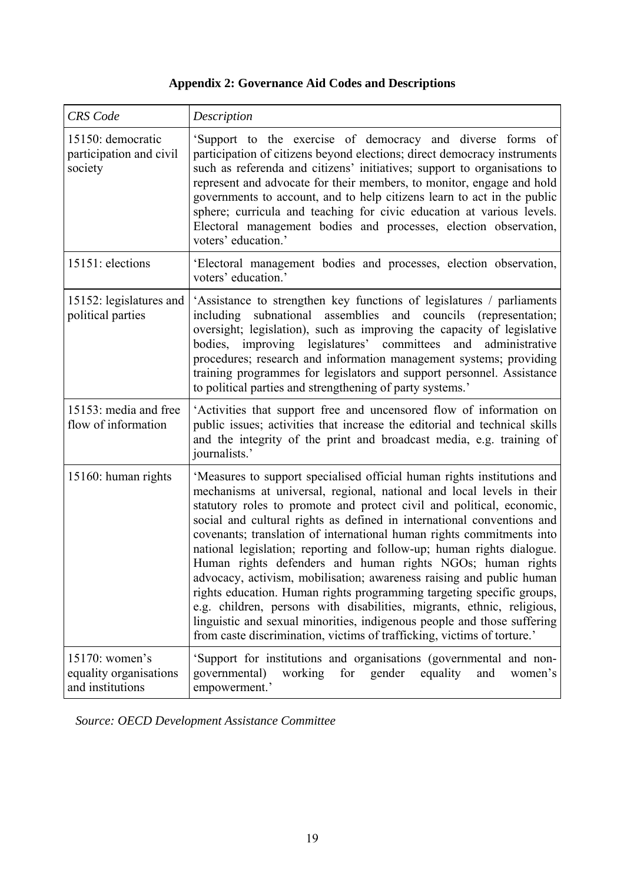**Appendix 2: Governance Aid Codes and Descriptions**

| *CRS Code* | *Description* |
|---|---|
| 15150: democratic participation and civil society | 'Support to the exercise of democracy and diverse forms of participation of citizens beyond elections; direct democracy instruments such as referenda and citizens' initiatives; support to organisations to represent and advocate for their members, to monitor, engage and hold governments to account, and to help citizens learn to act in the public sphere; curricula and teaching for civic education at various levels. Electoral management bodies and processes, election observation, voters' education.' |
| 15151: elections | 'Electoral management bodies and processes, election observation, voters' education.' |
| 15152: legislatures and political parties | 'Assistance to strengthen key functions of legislatures / parliaments including subnational assemblies and councils (representation; oversight; legislation), such as improving the capacity of legislative bodies, improving legislatures' committees and administrative procedures; research and information management systems; providing training programmes for legislators and support personnel. Assistance to political parties and strengthening of party systems.' |
| 15153: media and free flow of information | 'Activities that support free and uncensored flow of information on public issues; activities that increase the editorial and technical skills and the integrity of the print and broadcast media, e.g. training of journalists.' |
| 15160: human rights | 'Measures to support specialised official human rights institutions and mechanisms at universal, regional, national and local levels in their statutory roles to promote and protect civil and political, economic, social and cultural rights as defined in international conventions and covenants; translation of international human rights commitments into national legislation; reporting and follow-up; human rights dialogue. Human rights defenders and human rights NGOs; human rights advocacy, activism, mobilisation; awareness raising and public human rights education. Human rights programming targeting specific groups, e.g. children, persons with disabilities, migrants, ethnic, religious, linguistic and sexual minorities, indigenous people and those suffering from caste discrimination, victims of trafficking, victims of torture.' |
| 15170: women's equality organisations and institutions | 'Support for institutions and organisations (governmental and non-governmental) working for gender equality and women's empowerment.' |

*Source: OECD Development Assistance Committee*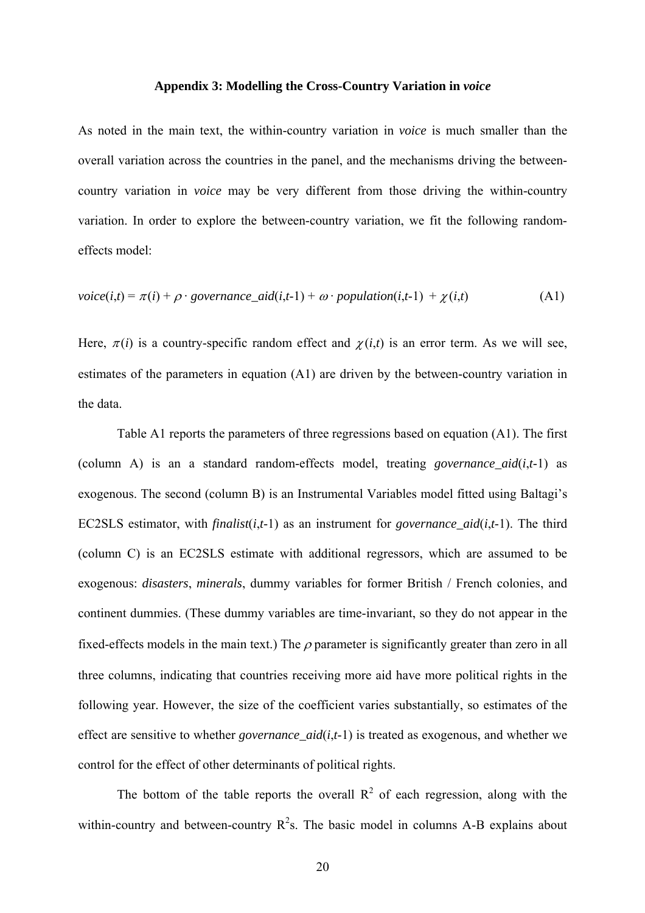### Appendix 3: Modelling the Cross-Country Variation in *voice*

As noted in the main text, the within-country variation in *voice* is much smaller than the overall variation across the countries in the panel, and the mechanisms driving the between-country variation in *voice* may be very different from those driving the within-country variation. In order to explore the between-country variation, we fit the following random-effects model:

$$voice(i,t) = \pi(i) + \rho \cdot governance\_aid(i,t\text{-}1) + \omega \cdot population(i,t\text{-}1) + \chi(i,t) \qquad \text{(A1)}$$

Here, $\pi(i)$ is a country-specific random effect and $\chi(i,t)$ is an error term. As we will see, estimates of the parameters in equation (A1) are driven by the between-country variation in the data.

Table A1 reports the parameters of three regressions based on equation (A1). The first (column A) is an a standard random-effects model, treating *governance_aid*($i$,$t$-1) as exogenous. The second (column B) is an Instrumental Variables model fitted using Baltagi's EC2SLS estimator, with *finalist*($i$,$t$-1) as an instrument for *governance_aid*($i$,$t$-1). The third (column C) is an EC2SLS estimate with additional regressors, which are assumed to be exogenous: *disasters*, *minerals*, dummy variables for former British / French colonies, and continent dummies. (These dummy variables are time-invariant, so they do not appear in the fixed-effects models in the main text.) The $\rho$ parameter is significantly greater than zero in all three columns, indicating that countries receiving more aid have more political rights in the following year. However, the size of the coefficient varies substantially, so estimates of the effect are sensitive to whether *governance_aid*($i$,$t$-1) is treated as exogenous, and whether we control for the effect of other determinants of political rights.

The bottom of the table reports the overall $R^2$ of each regression, along with the within-country and between-country $R^2$s. The basic model in columns A-B explains about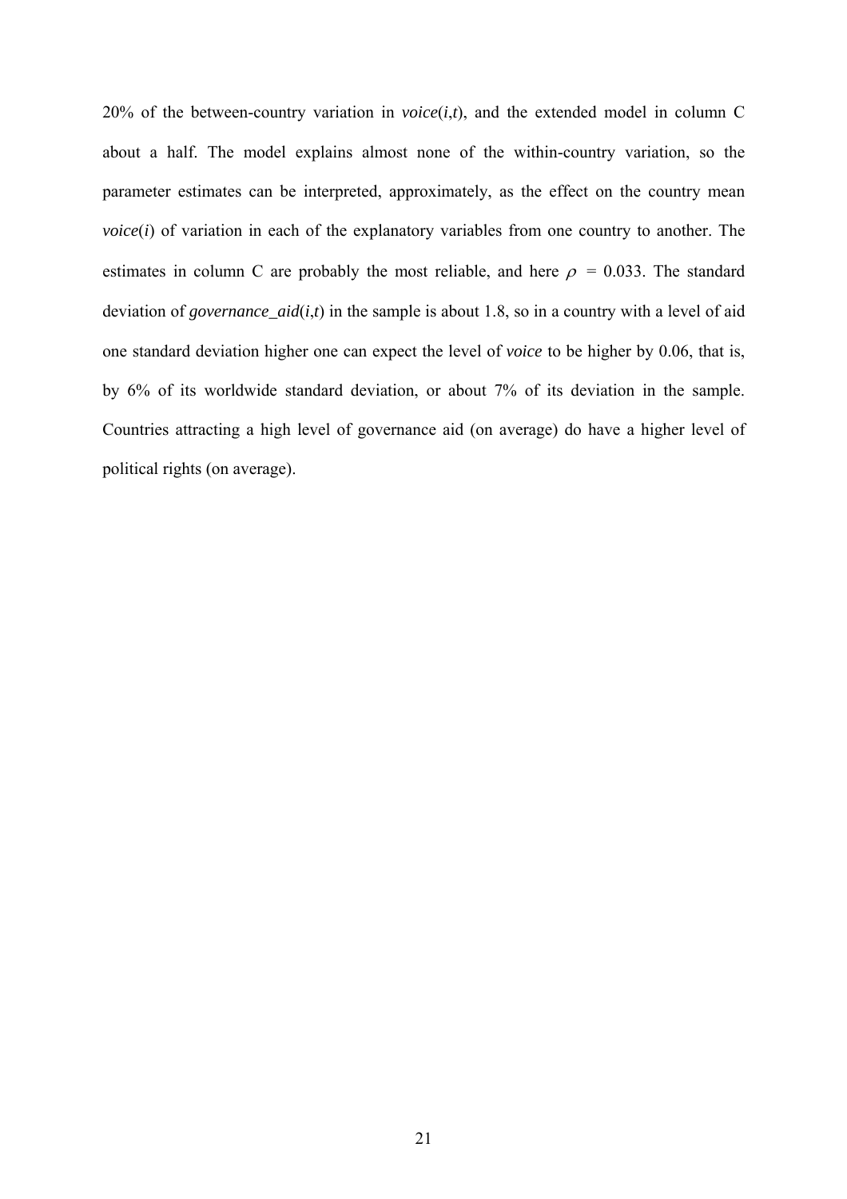20% of the between-country variation in *voice*($i$,$t$), and the extended model in column C about a half. The model explains almost none of the within-country variation, so the parameter estimates can be interpreted, approximately, as the effect on the country mean *voice*($i$) of variation in each of the explanatory variables from one country to another. The estimates in column C are probably the most reliable, and here $\rho$ = 0.033. The standard deviation of *governance_aid*($i$,$t$) in the sample is about 1.8, so in a country with a level of aid one standard deviation higher one can expect the level of *voice* to be higher by 0.06, that is, by 6% of its worldwide standard deviation, or about 7% of its deviation in the sample. Countries attracting a high level of governance aid (on average) do have a higher level of political rights (on average).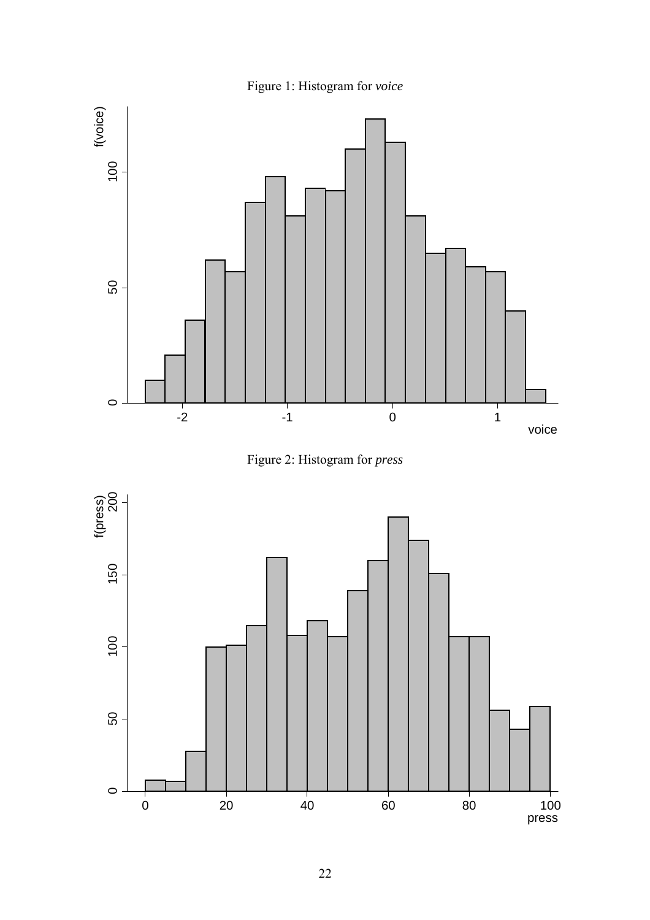Figure 1: Histogram for *voice*

Figure 2: Histogram for *press*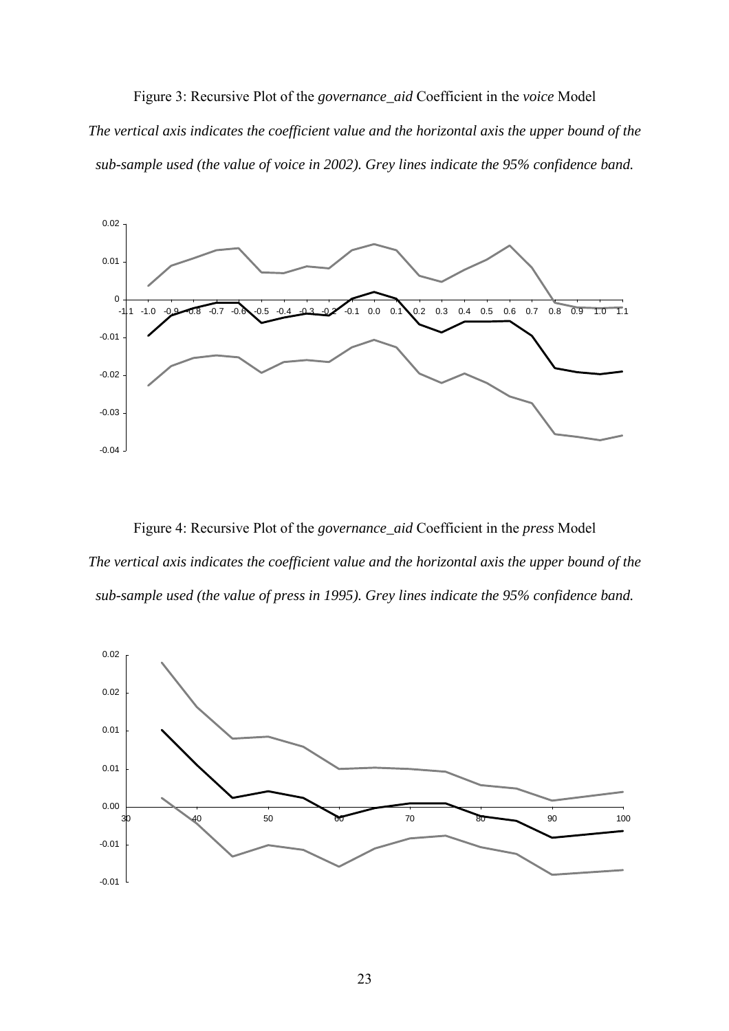Figure 3: Recursive Plot of the *governance_aid* Coefficient in the *voice* Model

*The vertical axis indicates the coefficient value and the horizontal axis the upper bound of the sub-sample used (the value of voice in 2002). Grey lines indicate the 95% confidence band.*

Figure 4: Recursive Plot of the *governance_aid* Coefficient in the *press* Model

*The vertical axis indicates the coefficient value and the horizontal axis the upper bound of the sub-sample used (the value of press in 1995). Grey lines indicate the 95% confidence band.*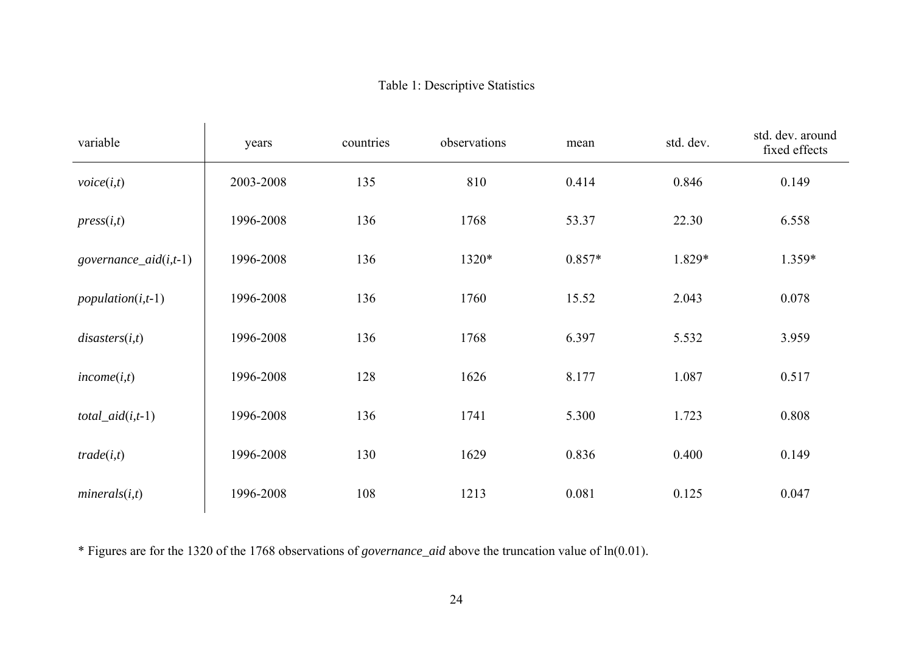Table 1: Descriptive Statistics

| variable | years | countries | observations | mean | std. dev. | std. dev. around fixed effects |
|---|---|---|---|---|---|---|
| *voice*(*i*,*t*) | 2003-2008 | 135 | 810 | 0.414 | 0.846 | 0.149 |
| *press*(*i*,*t*) | 1996-2008 | 136 | 1768 | 53.37 | 22.30 | 6.558 |
| *governance_aid*(*i*,*t*-1) | 1996-2008 | 136 | 1320* | 0.857* | 1.829* | 1.359* |
| *population*(*i*,*t*-1) | 1996-2008 | 136 | 1760 | 15.52 | 2.043 | 0.078 |
| *disasters*(*i*,*t*) | 1996-2008 | 136 | 1768 | 6.397 | 5.532 | 3.959 |
| *income*(*i*,*t*) | 1996-2008 | 128 | 1626 | 8.177 | 1.087 | 0.517 |
| *total_aid*(*i*,*t*-1) | 1996-2008 | 136 | 1741 | 5.300 | 1.723 | 0.808 |
| *trade*(*i*,*t*) | 1996-2008 | 130 | 1629 | 0.836 | 0.400 | 0.149 |
| *minerals*(*i*,*t*) | 1996-2008 | 108 | 1213 | 0.081 | 0.125 | 0.047 |

* Figures are for the 1320 of the 1768 observations of *governance_aid* above the truncation value of ln(0.01).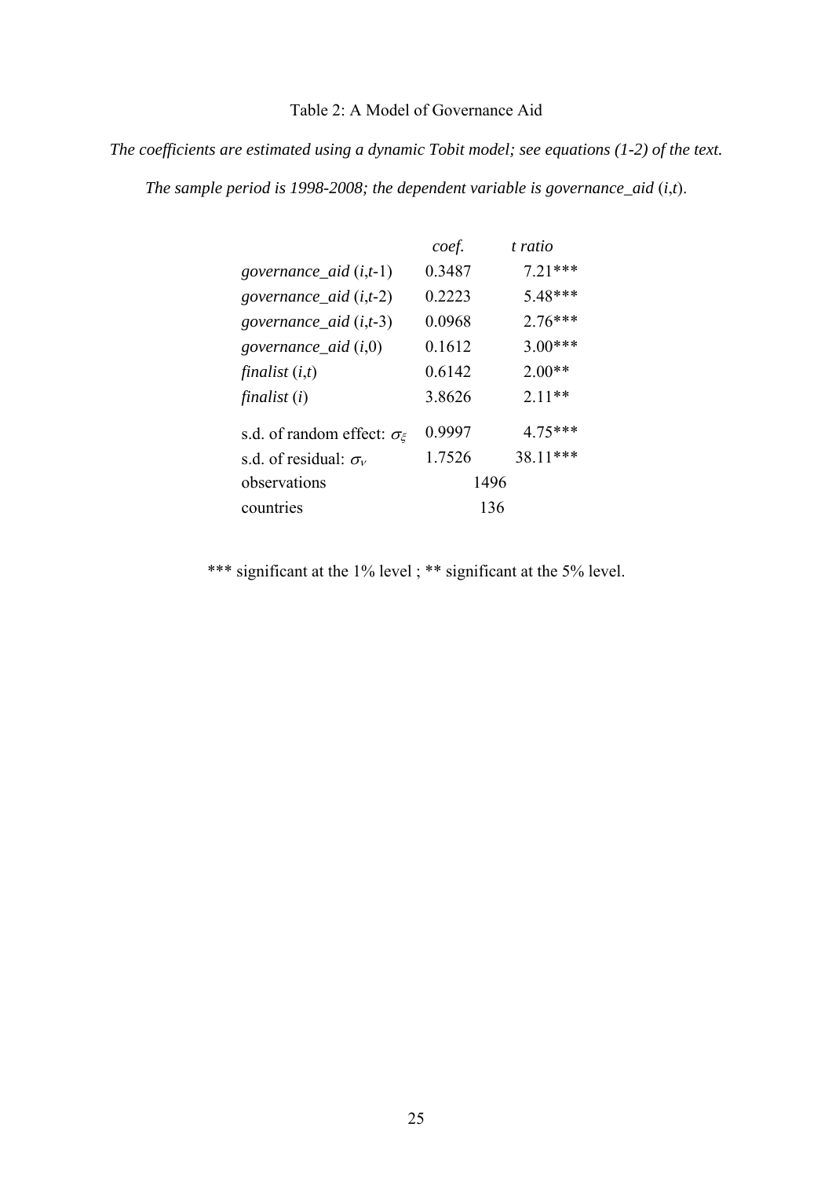Table 2: A Model of Governance Aid

*The coefficients are estimated using a dynamic Tobit model; see equations (1-2) of the text.*

*The sample period is 1998-2008; the dependent variable is governance_aid* ($i$,$t$).

| | *coef.* | *t ratio* |
|---|---|---|
| *governance_aid* ($i$,$t$-1) | 0.3487 | 7.21*** |
| *governance_aid* ($i$,$t$-2) | 0.2223 | 5.48*** |
| *governance_aid* ($i$,$t$-3) | 0.0968 | 2.76*** |
| *governance_aid* ($i$,0) | 0.1612 | 3.00*** |
| *finalist* ($i$,$t$) | 0.6142 | 2.00** |
| *finalist* ($i$) | 3.8626 | 2.11** |
| s.d. of random effect: $\sigma_{\xi}$ | 0.9997 | 4.75*** |
| s.d. of residual: $\sigma_{\nu}$ | 1.7526 | 38.11*** |
| observations | 1496 | |
| countries | 136 | |

*** significant at the 1% level ; ** significant at the 5% level.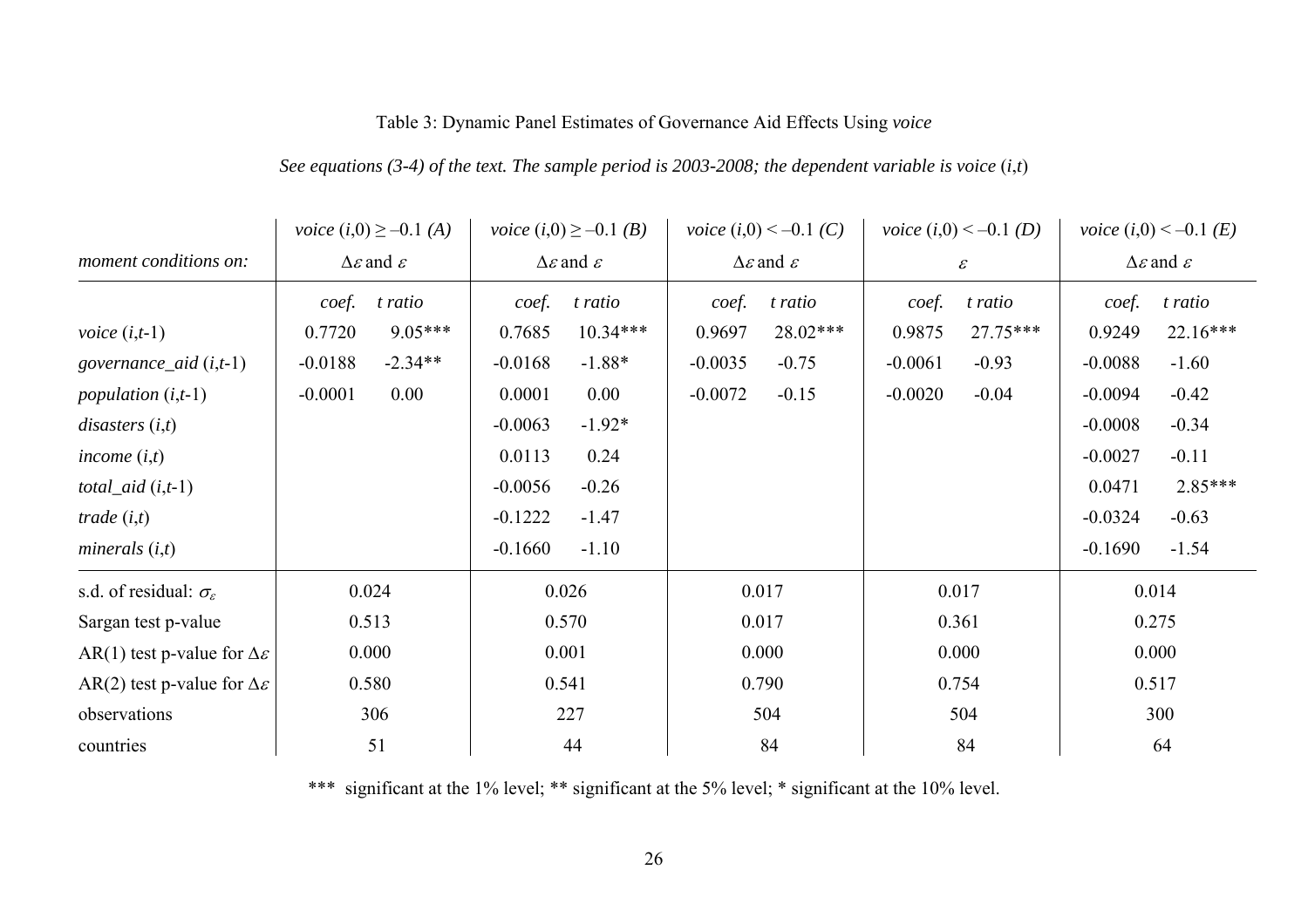Table 3: Dynamic Panel Estimates of Governance Aid Effects Using *voice*

*See equations (3-4) of the text. The sample period is 2003-2008; the dependent variable is voice* (*i*,*t*)

| | *voice* (*i*,0) ≥ –0.1 *(A)* | | *voice* (*i*,0) ≥ –0.1 *(B)* | | *voice* (*i*,0) < –0.1 *(C)* | | *voice* (*i*,0) < –0.1 *(D)* | | *voice* (*i*,0) < –0.1 *(E)* | |
|---|---|---|---|---|---|---|---|---|---|---|
| *moment conditions on:* | $\Delta\varepsilon$ and $\varepsilon$ | | $\Delta\varepsilon$ and $\varepsilon$ | | $\Delta\varepsilon$ and $\varepsilon$ | | $\varepsilon$ | | $\Delta\varepsilon$ and $\varepsilon$ | |
| | *coef.* | *t ratio* | *coef.* | *t ratio* | *coef.* | *t ratio* | *coef.* | *t ratio* | *coef.* | *t ratio* |
| *voice* (*i*,*t*-1) | 0.7720 | 9.05*** | 0.7685 | 10.34*** | 0.9697 | 28.02*** | 0.9875 | 27.75*** | 0.9249 | 22.16*** |
| *governance_aid* (*i*,*t*-1) | -0.0188 | -2.34** | -0.0168 | -1.88* | -0.0035 | -0.75 | -0.0061 | -0.93 | -0.0088 | -1.60 |
| *population* (*i*,*t*-1) | -0.0001 | 0.00 | 0.0001 | 0.00 | -0.0072 | -0.15 | -0.0020 | -0.04 | -0.0094 | -0.42 |
| *disasters* (*i*,*t*) | | | -0.0063 | -1.92* | | | | | -0.0008 | -0.34 |
| *income* (*i*,*t*) | | | 0.0113 | 0.24 | | | | | -0.0027 | -0.11 |
| *total_aid* (*i*,*t*-1) | | | -0.0056 | -0.26 | | | | | 0.0471 | 2.85*** |
| *trade* (*i*,*t*) | | | -0.1222 | -1.47 | | | | | -0.0324 | -0.63 |
| *minerals* (*i*,*t*) | | | -0.1660 | -1.10 | | | | | -0.1690 | -1.54 |
| s.d. of residual: $\sigma_\varepsilon$ | 0.024 | | 0.026 | | 0.017 | | 0.017 | | 0.014 | |
| Sargan test p-value | 0.513 | | 0.570 | | 0.017 | | 0.361 | | 0.275 | |
| AR(1) test p-value for $\Delta\varepsilon$ | 0.000 | | 0.001 | | 0.000 | | 0.000 | | 0.000 | |
| AR(2) test p-value for $\Delta\varepsilon$ | 0.580 | | 0.541 | | 0.790 | | 0.754 | | 0.517 | |
| observations | 306 | | 227 | | 504 | | 504 | | 300 | |
| countries | 51 | | 44 | | 84 | | 84 | | 64 | |

*** significant at the 1% level; ** significant at the 5% level; * significant at the 10% level.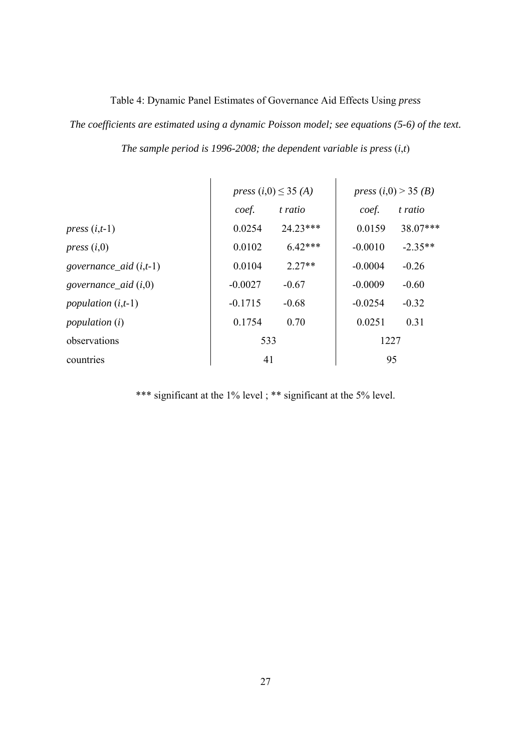Table 4: Dynamic Panel Estimates of Governance Aid Effects Using *press*

*The coefficients are estimated using a dynamic Poisson model; see equations (5-6) of the text.*

*The sample period is 1996-2008; the dependent variable is press* ($i$,$t$)

| | *press* ($i$,0) ≤ 35 *(A)* | | *press* ($i$,0) > 35 *(B)* | |
|---|---|---|---|---|
| | *coef.* | *t ratio* | *coef.* | *t ratio* |
| *press* ($i$,$t$-1) | 0.0254 | 24.23*** | 0.0159 | 38.07*** |
| *press* ($i$,0) | 0.0102 | 6.42*** | -0.0010 | -2.35** |
| *governance_aid* ($i$,$t$-1) | 0.0104 | 2.27** | -0.0004 | -0.26 |
| *governance_aid* ($i$,0) | -0.0027 | -0.67 | -0.0009 | -0.60 |
| *population* ($i$,$t$-1) | -0.1715 | -0.68 | -0.0254 | -0.32 |
| *population* ($i$) | 0.1754 | 0.70 | 0.0251 | 0.31 |
| observations | 533 | | 1227 | |
| countries | 41 | | 95 | |

*** significant at the 1% level ; ** significant at the 5% level.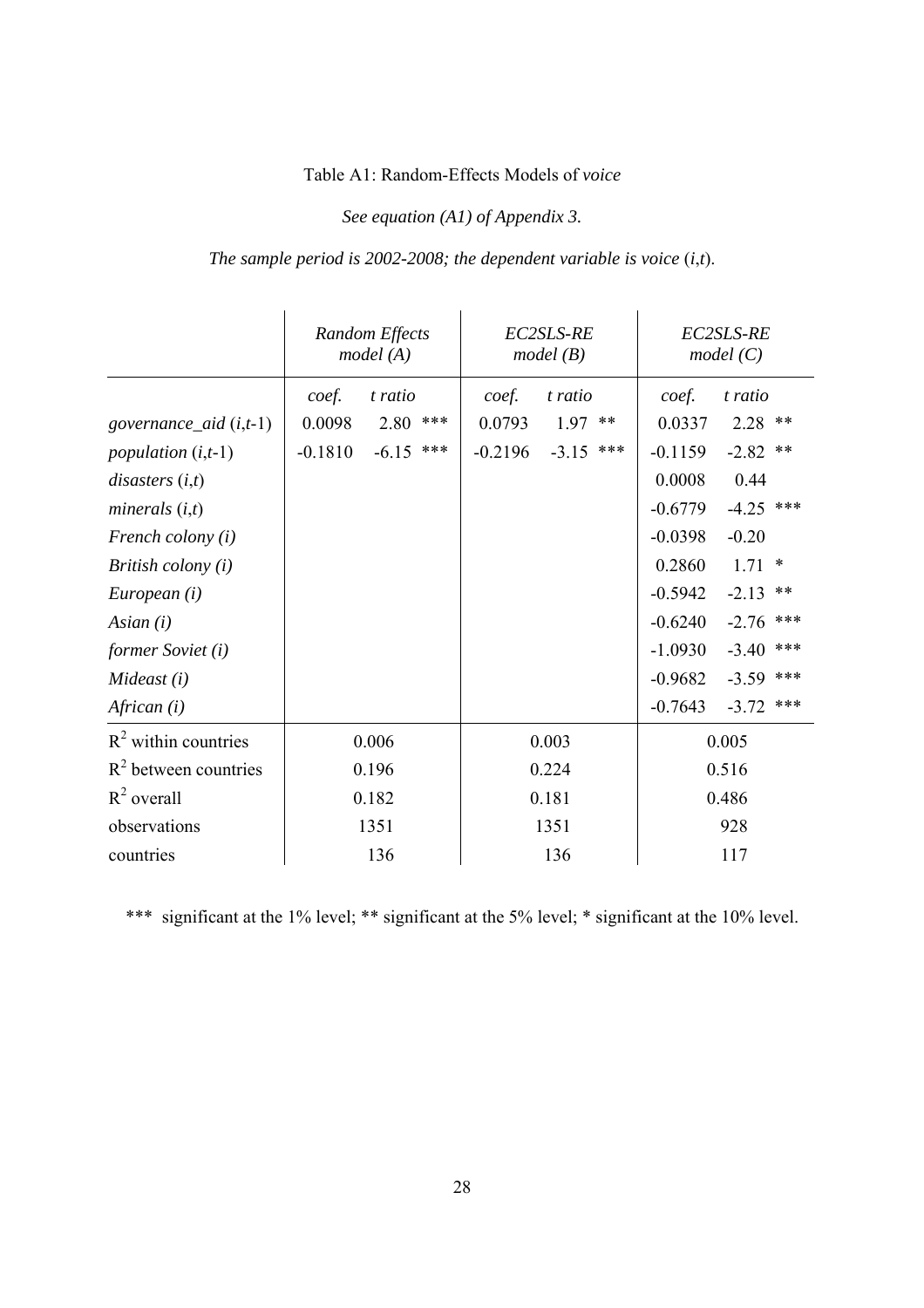Table A1: Random-Effects Models of *voice*

*See equation (A1) of Appendix 3.*

*The sample period is 2002-2008; the dependent variable is voice* (*i*,*t*).

| | Random Effects model (A) | | EC2SLS-RE model (B) | | EC2SLS-RE model (C) | |
|---|---|---|---|---|---|---|
| | *coef.* | *t ratio* | *coef.* | *t ratio* | *coef.* | *t ratio* |
| *governance_aid* (*i*,*t*-1) | 0.0098 | 2.80 *** | 0.0793 | 1.97 ** | 0.0337 | 2.28 ** |
| *population* (*i*,*t*-1) | -0.1810 | -6.15 *** | -0.2196 | -3.15 *** | -0.1159 | -2.82 ** |
| *disasters* (*i*,*t*) | | | | | 0.0008 | 0.44 |
| *minerals* (*i*,*t*) | | | | | -0.6779 | -4.25 *** |
| *French colony* (*i*) | | | | | -0.0398 | -0.20 |
| *British colony* (*i*) | | | | | 0.2860 | 1.71 * |
| *European* (*i*) | | | | | -0.5942 | -2.13 ** |
| *Asian* (*i*) | | | | | -0.6240 | -2.76 *** |
| *former Soviet* (*i*) | | | | | -1.0930 | -3.40 *** |
| *Mideast* (*i*) | | | | | -0.9682 | -3.59 *** |
| *African* (*i*) | | | | | -0.7643 | -3.72 *** |
| $R^2$ within countries | 0.006 | | 0.003 | | 0.005 | |
| $R^2$ between countries | 0.196 | | 0.224 | | 0.516 | |
| $R^2$ overall | 0.182 | | 0.181 | | 0.486 | |
| observations | 1351 | | 1351 | | 928 | |
| countries | 136 | | 136 | | 117 | |

*** significant at the 1% level; ** significant at the 5% level; * significant at the 10% level.